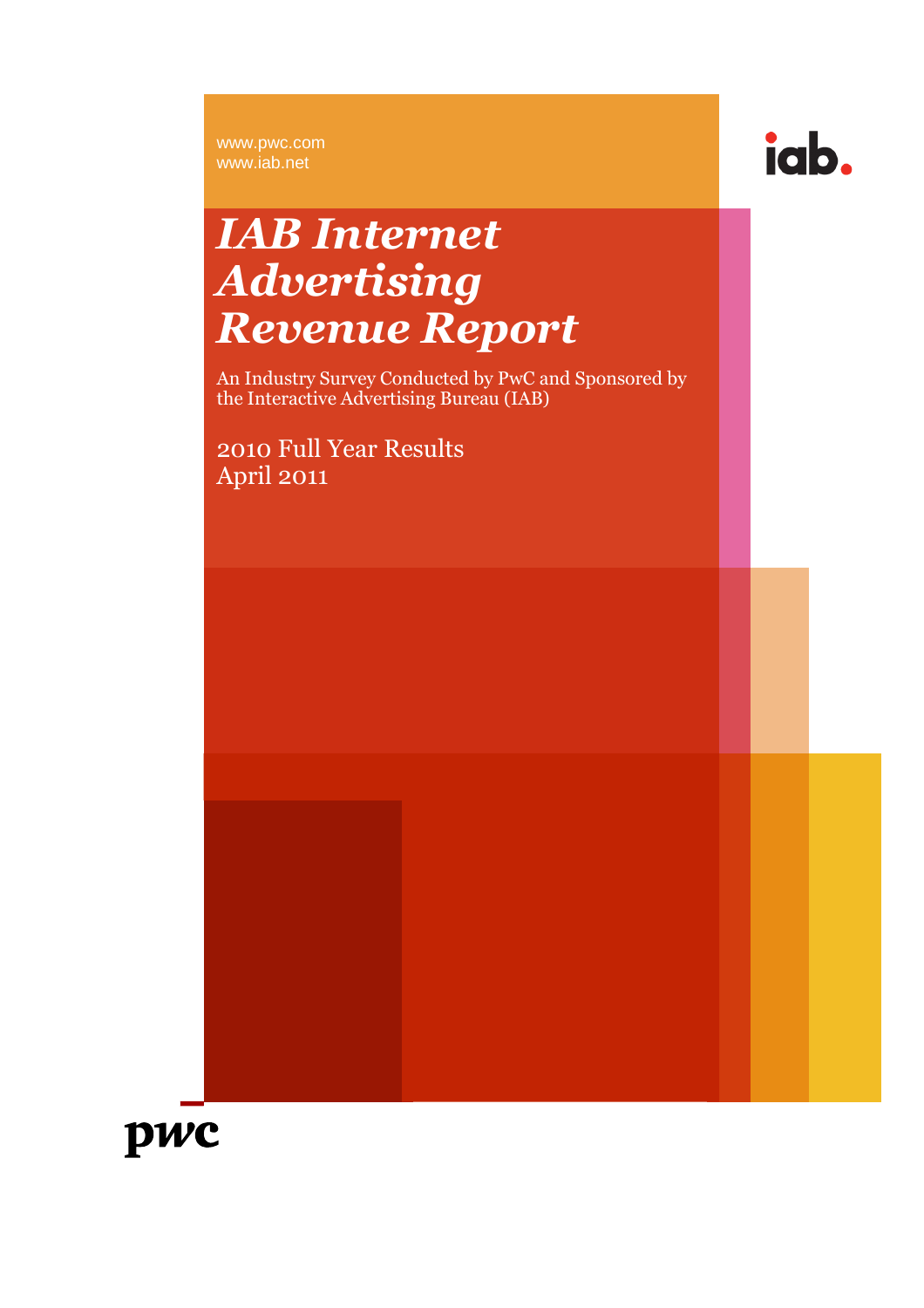www.pwc.com
www.iab.net

iab.

# *IAB Internet Advertising Revenue Report*

An Industry Survey Conducted by PwC and Sponsored by the Interactive Advertising Bureau (IAB)

2010 Full Year Results
April 2011

pwc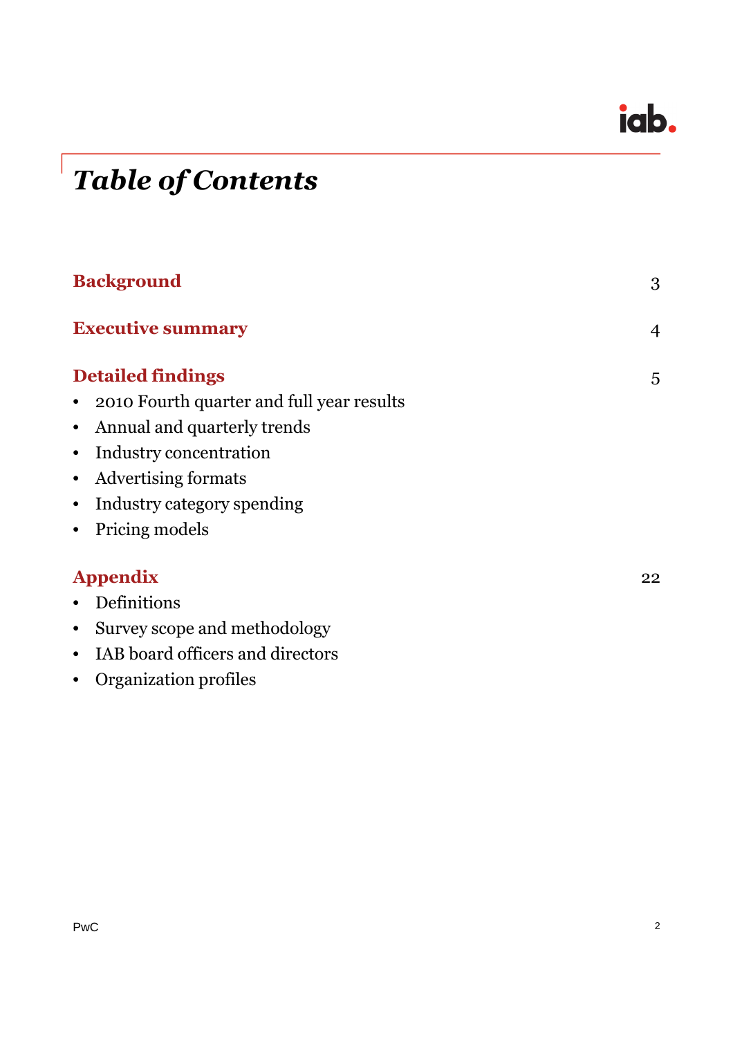# *Table of Contents*

**Background** 3

**Executive summary** 4

**Detailed findings** 5

- 2010 Fourth quarter and full year results
- Annual and quarterly trends
- Industry concentration
- Advertising formats
- Industry category spending
- Pricing models

**Appendix** 22

- Definitions
- Survey scope and methodology
- IAB board officers and directors
- Organization profiles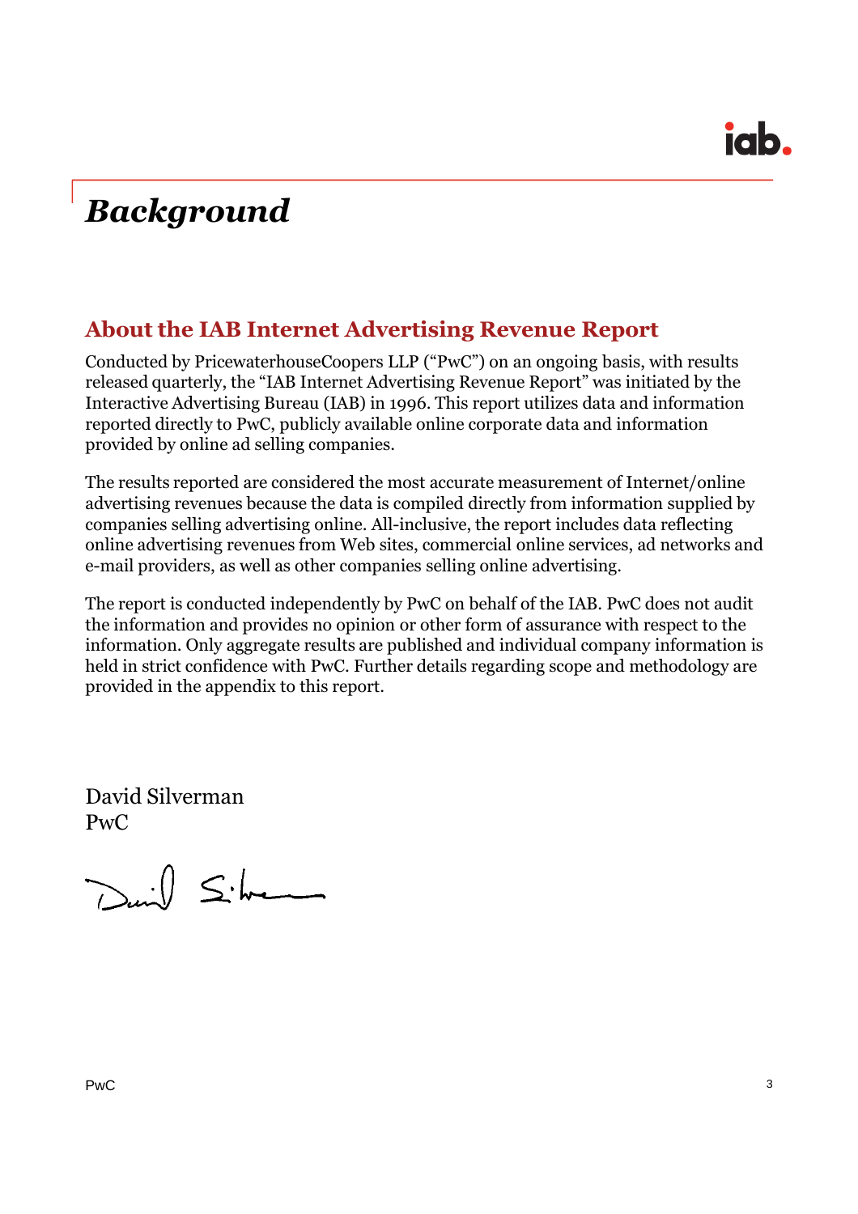# *Background*

## About the IAB Internet Advertising Revenue Report

Conducted by PricewaterhouseCoopers LLP ("PwC") on an ongoing basis, with results released quarterly, the "IAB Internet Advertising Revenue Report" was initiated by the Interactive Advertising Bureau (IAB) in 1996. This report utilizes data and information reported directly to PwC, publicly available online corporate data and information provided by online ad selling companies.

The results reported are considered the most accurate measurement of Internet/online advertising revenues because the data is compiled directly from information supplied by companies selling advertising online. All-inclusive, the report includes data reflecting online advertising revenues from Web sites, commercial online services, ad networks and e-mail providers, as well as other companies selling online advertising.

The report is conducted independently by PwC on behalf of the IAB. PwC does not audit the information and provides no opinion or other form of assurance with respect to the information. Only aggregate results are published and individual company information is held in strict confidence with PwC. Further details regarding scope and methodology are provided in the appendix to this report.

David Silverman
PwC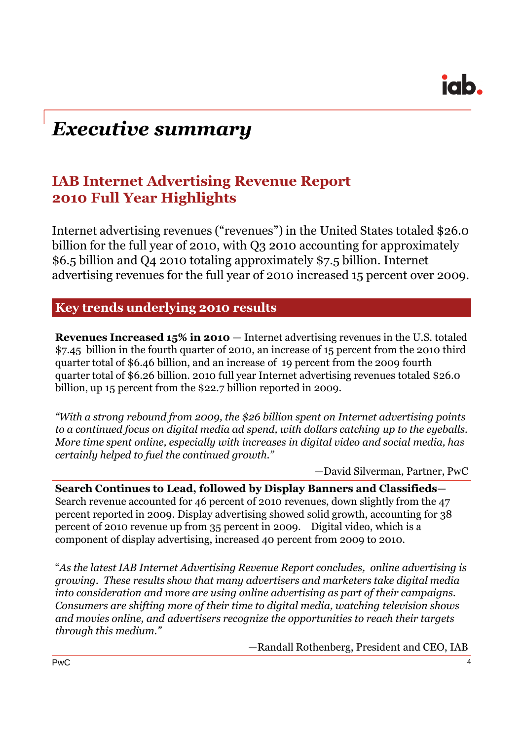# *Executive summary*

## IAB Internet Advertising Revenue Report 2010 Full Year Highlights

Internet advertising revenues ("revenues") in the United States totaled $26.0 billion for the full year of 2010, with Q3 2010 accounting for approximately $6.5 billion and Q4 2010 totaling approximately $7.5 billion. Internet advertising revenues for the full year of 2010 increased 15 percent over 2009.

### Key trends underlying 2010 results

**Revenues Increased 15% in 2010** — Internet advertising revenues in the U.S. totaled $7.45 billion in the fourth quarter of 2010, an increase of 15 percent from the 2010 third quarter total of $6.46 billion, and an increase of 19 percent from the 2009 fourth quarter total of $6.26 billion. 2010 full year Internet advertising revenues totaled $26.0 billion, up 15 percent from the $22.7 billion reported in 2009.

*"With a strong rebound from 2009, the $26 billion spent on Internet advertising points to a continued focus on digital media ad spend, with dollars catching up to the eyeballs. More time spent online, especially with increases in digital video and social media, has certainly helped to fuel the continued growth."*

—David Silverman, Partner, PwC

**Search Continues to Lead, followed by Display Banners and Classifieds**— Search revenue accounted for 46 percent of 2010 revenues, down slightly from the 47 percent reported in 2009. Display advertising showed solid growth, accounting for 38 percent of 2010 revenue up from 35 percent in 2009. Digital video, which is a component of display advertising, increased 40 percent from 2009 to 2010.

"*As the latest IAB Internet Advertising Revenue Report concludes, online advertising is growing. These results show that many advertisers and marketers take digital media into consideration and more are using online advertising as part of their campaigns. Consumers are shifting more of their time to digital media, watching television shows and movies online, and advertisers recognize the opportunities to reach their targets through this medium."*

—Randall Rothenberg, President and CEO, IAB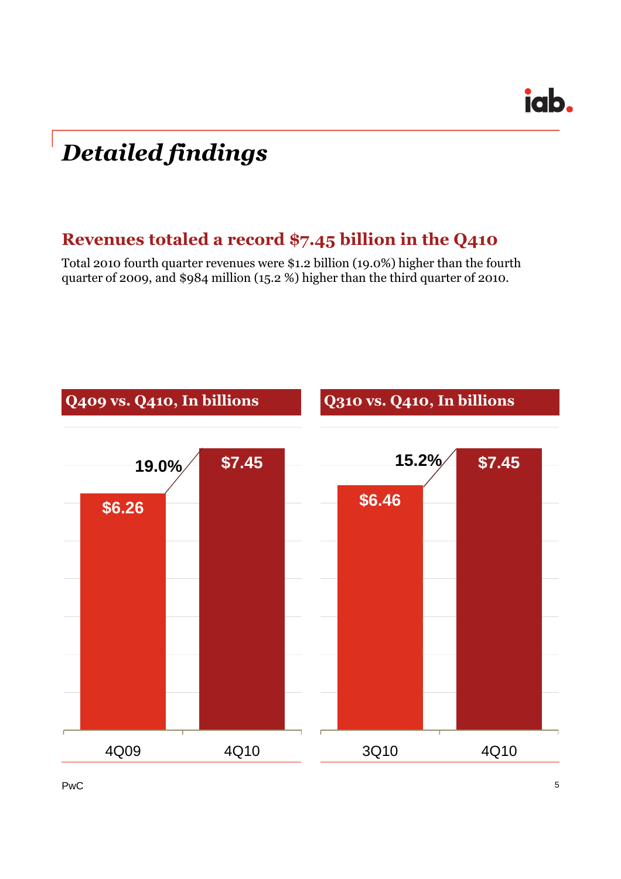# Detailed findings

## Revenues totaled a record $7.45 billion in the Q410

Total 2010 fourth quarter revenues were $1.2 billion (19.0%) higher than the fourth quarter of 2009, and $984 million (15.2 %) higher than the third quarter of 2010.

### Q409 vs. Q410, In billions

| Quarter | Revenue |
|---|---|
| 4Q09 | $6.26 |
| 4Q10 | $7.45 |

19.0%

### Q310 vs. Q410, In billions

| Quarter | Revenue |
|---|---|
| 3Q10 | $6.46 |
| 4Q10 | $7.45 |

15.2%

PwC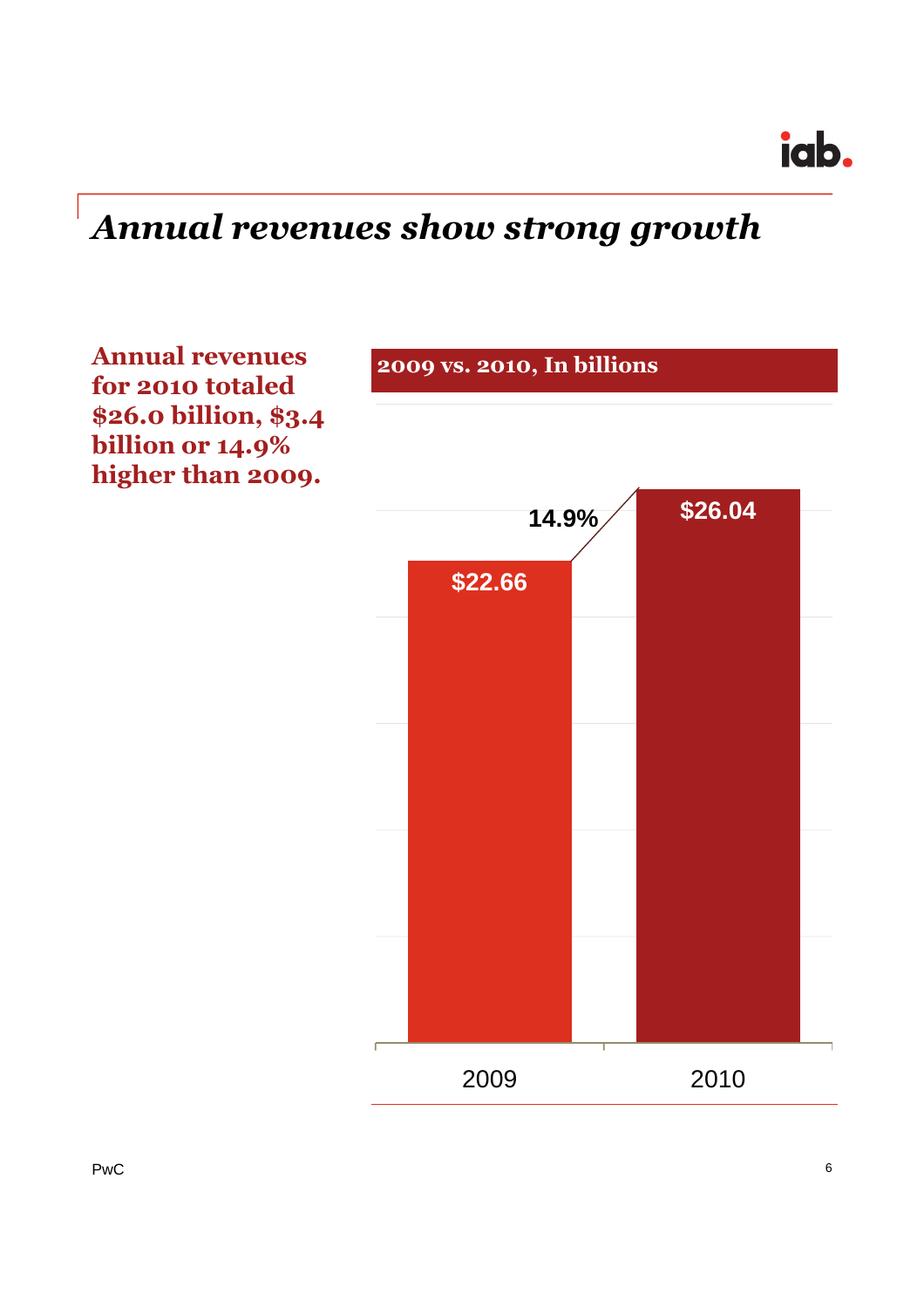# *Annual revenues show strong growth*

**Annual revenues for 2010 totaled $26.0 billion, $3.4 billion or 14.9% higher than 2009.**

**2009 vs. 2010, In billions**

| Year | Revenue |
| --- | --- |
| 2009 | $22.66 |
| 2010 | $26.04 |

14.9%

PwC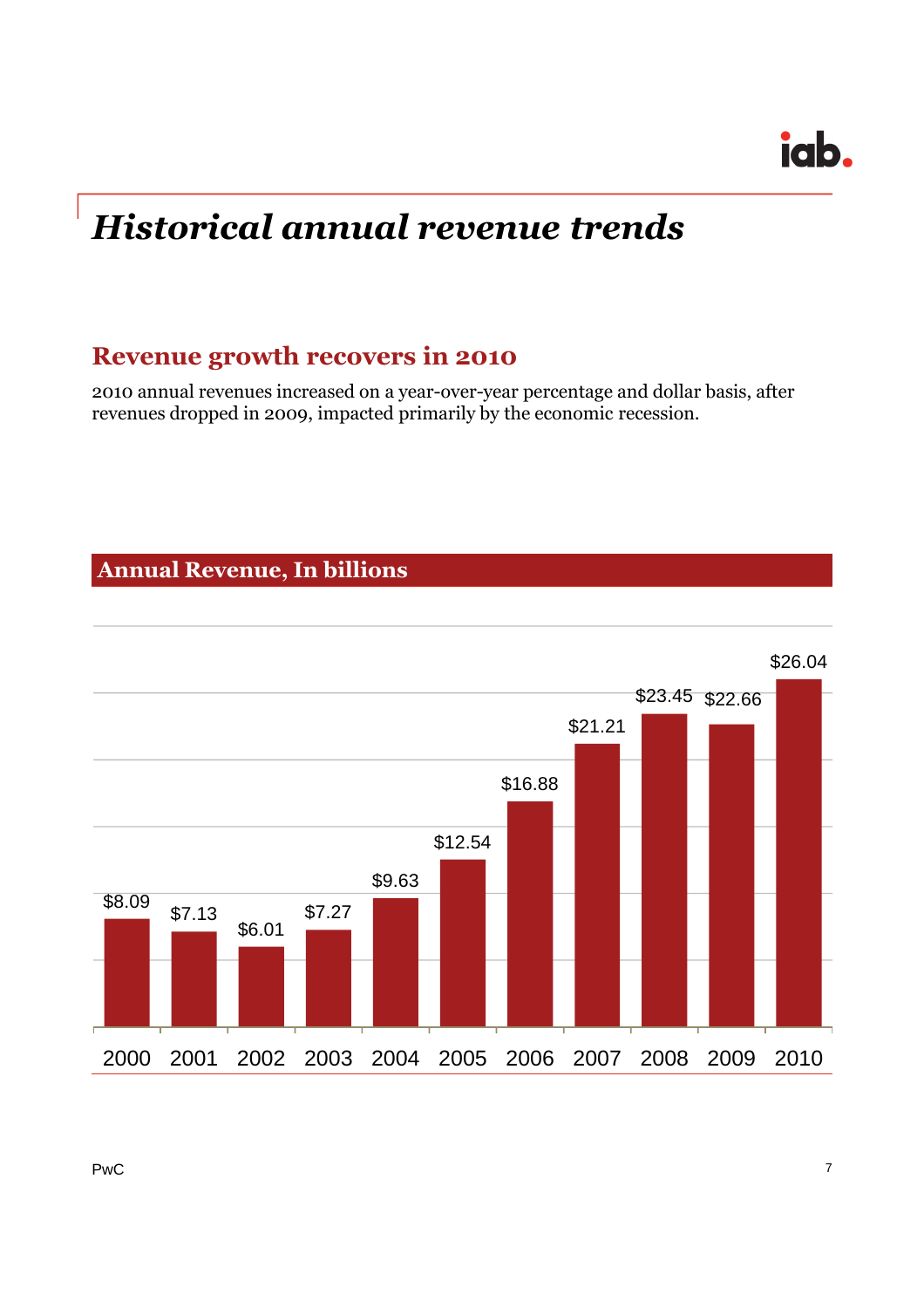# *Historical annual revenue trends*

## Revenue growth recovers in 2010

2010 annual revenues increased on a year-over-year percentage and dollar basis, after revenues dropped in 2009, impacted primarily by the economic recession.

### Annual Revenue, In billions

| 2000 | 2001 | 2002 | 2003 | 2004 | 2005 | 2006 | 2007 | 2008 | 2009 | 2010 |
|---|---|---|---|---|---|---|---|---|---|---|
| $8.09 | $7.13 | $6.01 | $7.27 | $9.63 | $12.54 | $16.88 | $21.21 | $23.45 | $22.66 | $26.04 |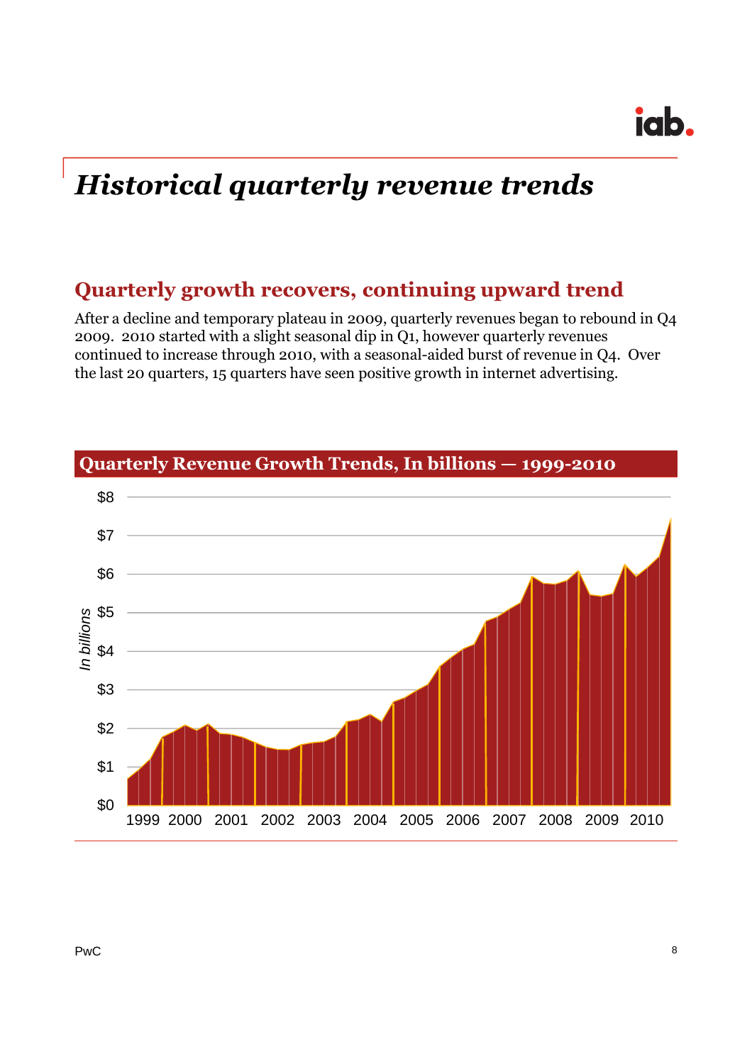# *Historical quarterly revenue trends*

## Quarterly growth recovers, continuing upward trend

After a decline and temporary plateau in 2009, quarterly revenues began to rebound in Q4 2009. 2010 started with a slight seasonal dip in Q1, however quarterly revenues continued to increase through 2010, with a seasonal-aided burst of revenue in Q4. Over the last 20 quarters, 15 quarters have seen positive growth in internet advertising.

### Quarterly Revenue Growth Trends, In billions — 1999-2010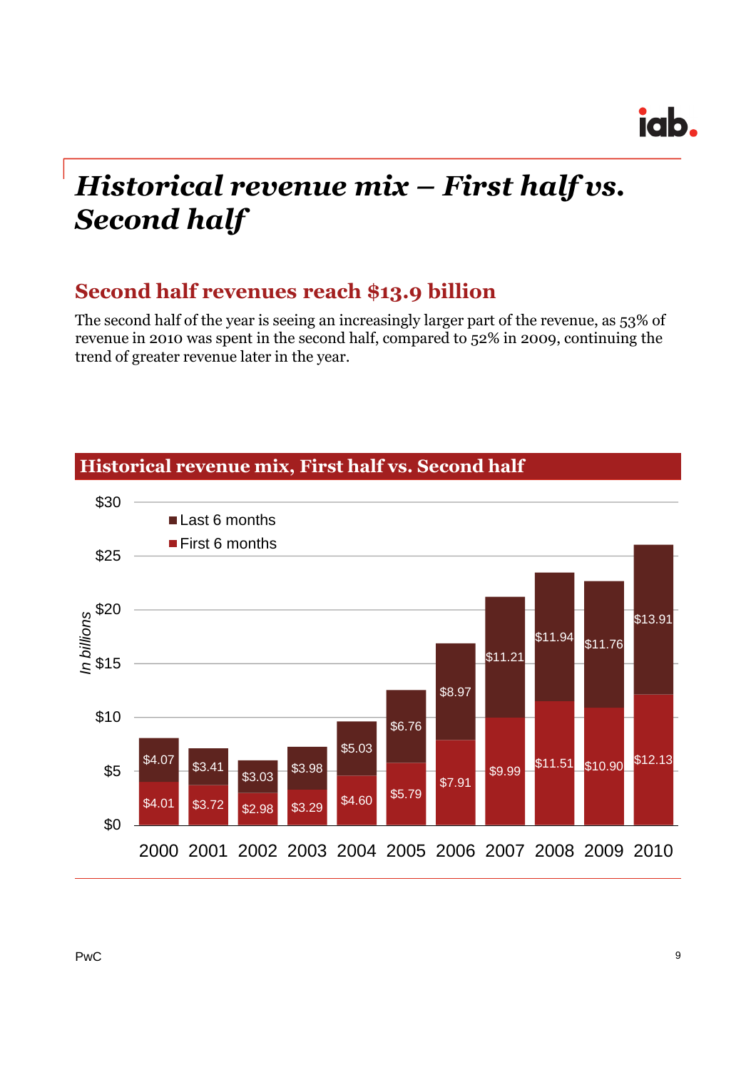# Historical revenue mix – First half vs. Second half

## Second half revenues reach $13.9 billion

The second half of the year is seeing an increasingly larger part of the revenue, as 53% of revenue in 2010 was spent in the second half, compared to 52% in 2009, continuing the trend of greater revenue later in the year.

### Historical revenue mix, First half vs. Second half

*In billions*

| Year | First 6 months | Last 6 months |
|---|---|---|
| 2000 | $4.01 | $4.07 |
| 2001 | $3.72 | $3.41 |
| 2002 | $2.98 | $3.03 |
| 2003 | $3.29 | $3.98 |
| 2004 | $4.60 | $5.03 |
| 2005 | $5.79 | $6.76 |
| 2006 | $7.91 | $8.97 |
| 2007 | $9.99 | $11.21 |
| 2008 | $11.51 | $11.94 |
| 2009 | $10.90 | $11.76 |
| 2010 | $12.13 | $13.91 |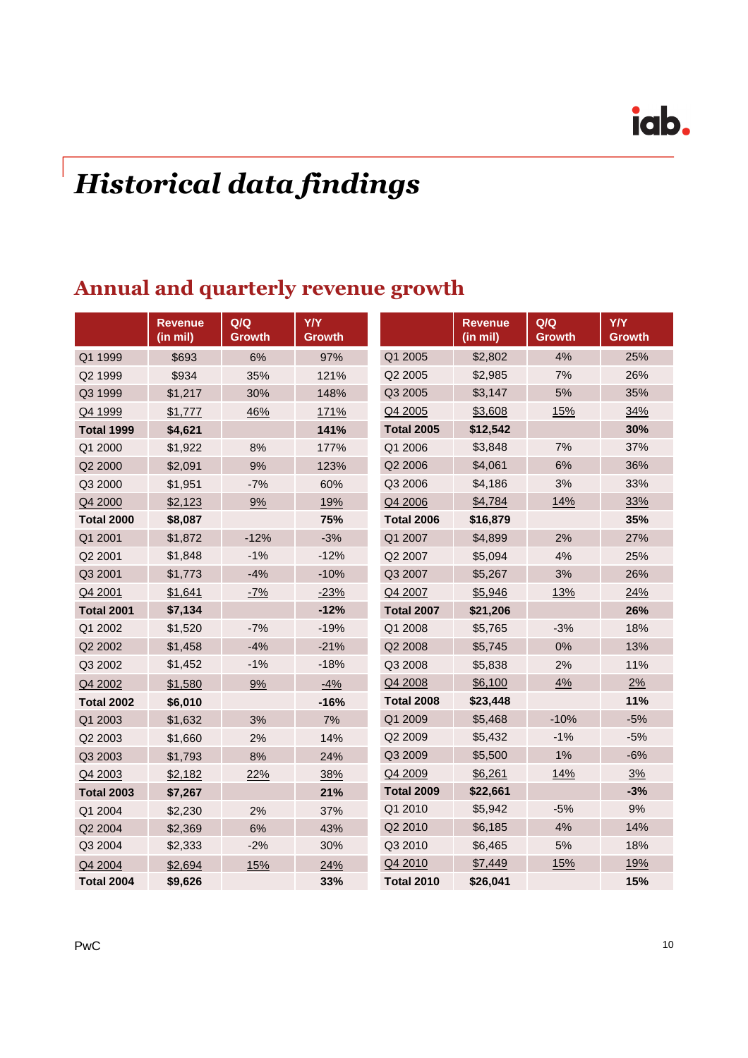# Historical data findings

## Annual and quarterly revenue growth

| | Revenue (in mil) | Q/Q Growth | Y/Y Growth |
|---|---|---|---|
| Q1 1999 | $693 | 6% | 97% |
| Q2 1999 | $934 | 35% | 121% |
| Q3 1999 | $1,217 | 30% | 148% |
| Q4 1999 | $1,777 | 46% | 171% |
| **Total 1999** | **$4,621** | | **141%** |
| Q1 2000 | $1,922 | 8% | 177% |
| Q2 2000 | $2,091 | 9% | 123% |
| Q3 2000 | $1,951 | -7% | 60% |
| Q4 2000 | $2,123 | 9% | 19% |
| **Total 2000** | **$8,087** | | **75%** |
| Q1 2001 | $1,872 | -12% | -3% |
| Q2 2001 | $1,848 | -1% | -12% |
| Q3 2001 | $1,773 | -4% | -10% |
| Q4 2001 | $1,641 | -7% | -23% |
| **Total 2001** | **$7,134** | | **-12%** |
| Q1 2002 | $1,520 | -7% | -19% |
| Q2 2002 | $1,458 | -4% | -21% |
| Q3 2002 | $1,452 | -1% | -18% |
| Q4 2002 | $1,580 | 9% | -4% |
| **Total 2002** | **$6,010** | | **-16%** |
| Q1 2003 | $1,632 | 3% | 7% |
| Q2 2003 | $1,660 | 2% | 14% |
| Q3 2003 | $1,793 | 8% | 24% |
| Q4 2003 | $2,182 | 22% | 38% |
| **Total 2003** | **$7,267** | | **21%** |
| Q1 2004 | $2,230 | 2% | 37% |
| Q2 2004 | $2,369 | 6% | 43% |
| Q3 2004 | $2,333 | -2% | 30% |
| Q4 2004 | $2,694 | 15% | 24% |
| **Total 2004** | **$9,626** | | **33%** |
| Q1 2005 | $2,802 | 4% | 25% |
| Q2 2005 | $2,985 | 7% | 26% |
| Q3 2005 | $3,147 | 5% | 35% |
| Q4 2005 | $3,608 | 15% | 34% |
| **Total 2005** | **$12,542** | | **30%** |
| Q1 2006 | $3,848 | 7% | 37% |
| Q2 2006 | $4,061 | 6% | 36% |
| Q3 2006 | $4,186 | 3% | 33% |
| Q4 2006 | $4,784 | 14% | 33% |
| **Total 2006** | **$16,879** | | **35%** |
| Q1 2007 | $4,899 | 2% | 27% |
| Q2 2007 | $5,094 | 4% | 25% |
| Q3 2007 | $5,267 | 3% | 26% |
| Q4 2007 | $5,946 | 13% | 24% |
| **Total 2007** | **$21,206** | | **26%** |
| Q1 2008 | $5,765 | -3% | 18% |
| Q2 2008 | $5,745 | 0% | 13% |
| Q3 2008 | $5,838 | 2% | 11% |
| Q4 2008 | $6,100 | 4% | 2% |
| **Total 2008** | **$23,448** | | **11%** |
| Q1 2009 | $5,468 | -10% | -5% |
| Q2 2009 | $5,432 | -1% | -5% |
| Q3 2009 | $5,500 | 1% | -6% |
| Q4 2009 | $6,261 | 14% | 3% |
| **Total 2009** | **$22,661** | | **-3%** |
| Q1 2010 | $5,942 | -5% | 9% |
| Q2 2010 | $6,185 | 4% | 14% |
| Q3 2010 | $6,465 | 5% | 18% |
| Q4 2010 | $7,449 | 15% | 19% |
| **Total 2010** | **$26,041** | | **15%** |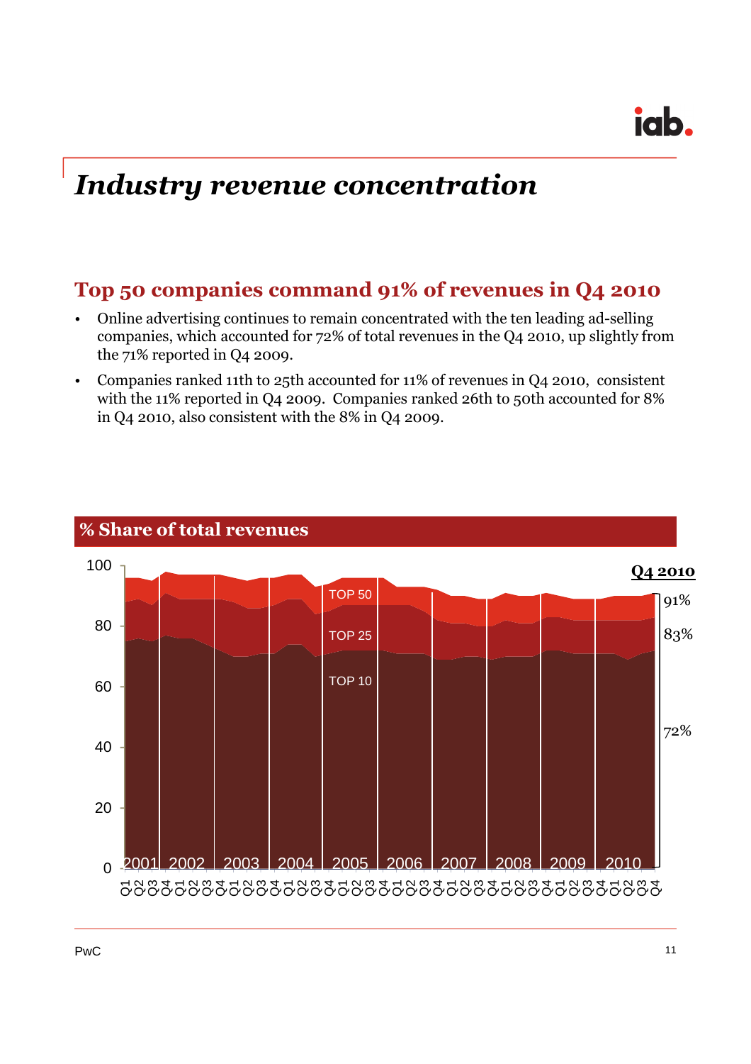# *Industry revenue concentration*

## Top 50 companies command 91% of revenues in Q4 2010

- Online advertising continues to remain concentrated with the ten leading ad-selling companies, which accounted for 72% of total revenues in the Q4 2010, up slightly from the 71% reported in Q4 2009.
- Companies ranked 11th to 25th accounted for 11% of revenues in Q4 2010, consistent with the 11% reported in Q4 2009. Companies ranked 26th to 50th accounted for 8% in Q4 2010, also consistent with the 8% in Q4 2009.

### % Share of total revenues

**Q4 2010**

- TOP 50: 91%
- TOP 25: 83%
- TOP 10: 72%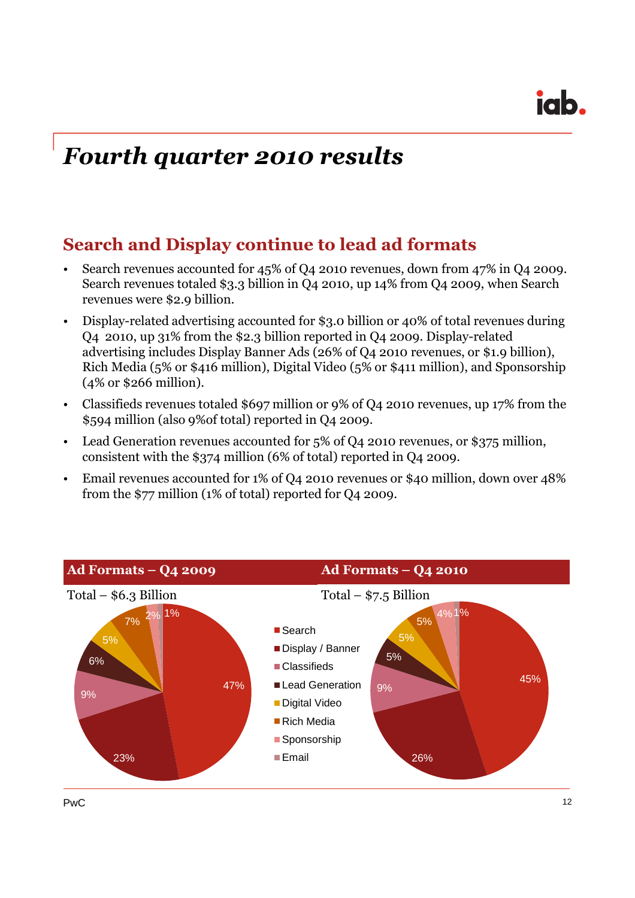# Fourth quarter 2010 results

## Search and Display continue to lead ad formats

- Search revenues accounted for 45% of Q4 2010 revenues, down from 47% in Q4 2009. Search revenues totaled $3.3 billion in Q4 2010, up 14% from Q4 2009, when Search revenues were $2.9 billion.
- Display-related advertising accounted for $3.0 billion or 40% of total revenues during Q4 2010, up 31% from the $2.3 billion reported in Q4 2009. Display-related advertising includes Display Banner Ads (26% of Q4 2010 revenues, or $1.9 billion), Rich Media (5% or $416 million), Digital Video (5% or $411 million), and Sponsorship (4% or $266 million).
- Classifieds revenues totaled $697 million or 9% of Q4 2010 revenues, up 17% from the $594 million (also 9%of total) reported in Q4 2009.
- Lead Generation revenues accounted for 5% of Q4 2010 revenues, or $375 million, consistent with the $374 million (6% of total) reported in Q4 2009.
- Email revenues accounted for 1% of Q4 2010 revenues or $40 million, down over 48% from the $77 million (1% of total) reported for Q4 2009.

**Ad Formats – Q4 2009**

Total – $6.3 Billion

**Ad Formats – Q4 2010**

Total – $7.5 Billion

| Ad Format | Q4 2009 | Q4 2010 |
|---|---|---|
| Search | 47% | 45% |
| Display / Banner | 23% | 26% |
| Classifieds | 9% | 9% |
| Lead Generation | 6% | 5% |
| Digital Video | 5% | 5% |
| Rich Media | 7% | 5% |
| Sponsorship | 2% | 4% |
| Email | 1% | 1% |

PwC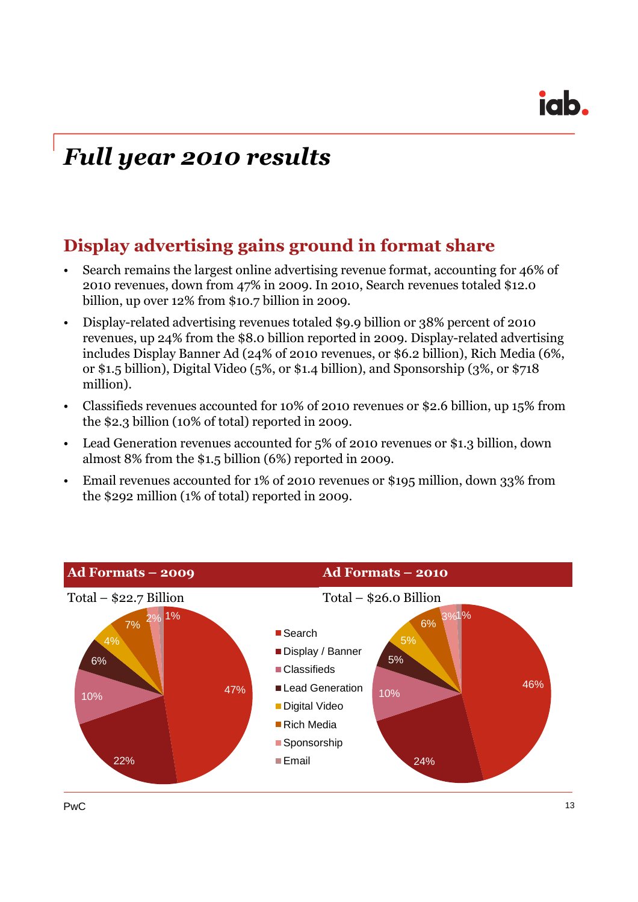# *Full year 2010 results*

## Display advertising gains ground in format share

- Search remains the largest online advertising revenue format, accounting for 46% of 2010 revenues, down from 47% in 2009. In 2010, Search revenues totaled $12.0 billion, up over 12% from $10.7 billion in 2009.
- Display-related advertising revenues totaled $9.9 billion or 38% percent of 2010 revenues, up 24% from the $8.0 billion reported in 2009. Display-related advertising includes Display Banner Ad (24% of 2010 revenues, or $6.2 billion), Rich Media (6%, or $1.5 billion), Digital Video (5%, or $1.4 billion), and Sponsorship (3%, or $718 million).
- Classifieds revenues accounted for 10% of 2010 revenues or $2.6 billion, up 15% from the $2.3 billion (10% of total) reported in 2009.
- Lead Generation revenues accounted for 5% of 2010 revenues or $1.3 billion, down almost 8% from the $1.5 billion (6%) reported in 2009.
- Email revenues accounted for 1% of 2010 revenues or $195 million, down 33% from the $292 million (1% of total) reported in 2009.

**Ad Formats – 2009**

Total – $22.7 Billion

**Ad Formats – 2010**

Total – $26.0 Billion

| Format | 2009 | 2010 |
| --- | --- | --- |
| Search | 47% | 46% |
| Display / Banner | 22% | 24% |
| Classifieds | 10% | 10% |
| Lead Generation | 6% | 5% |
| Digital Video | 4% | 5% |
| Rich Media | 7% | 6% |
| Sponsorship | 2% | 3% |
| Email | 1% | 1% |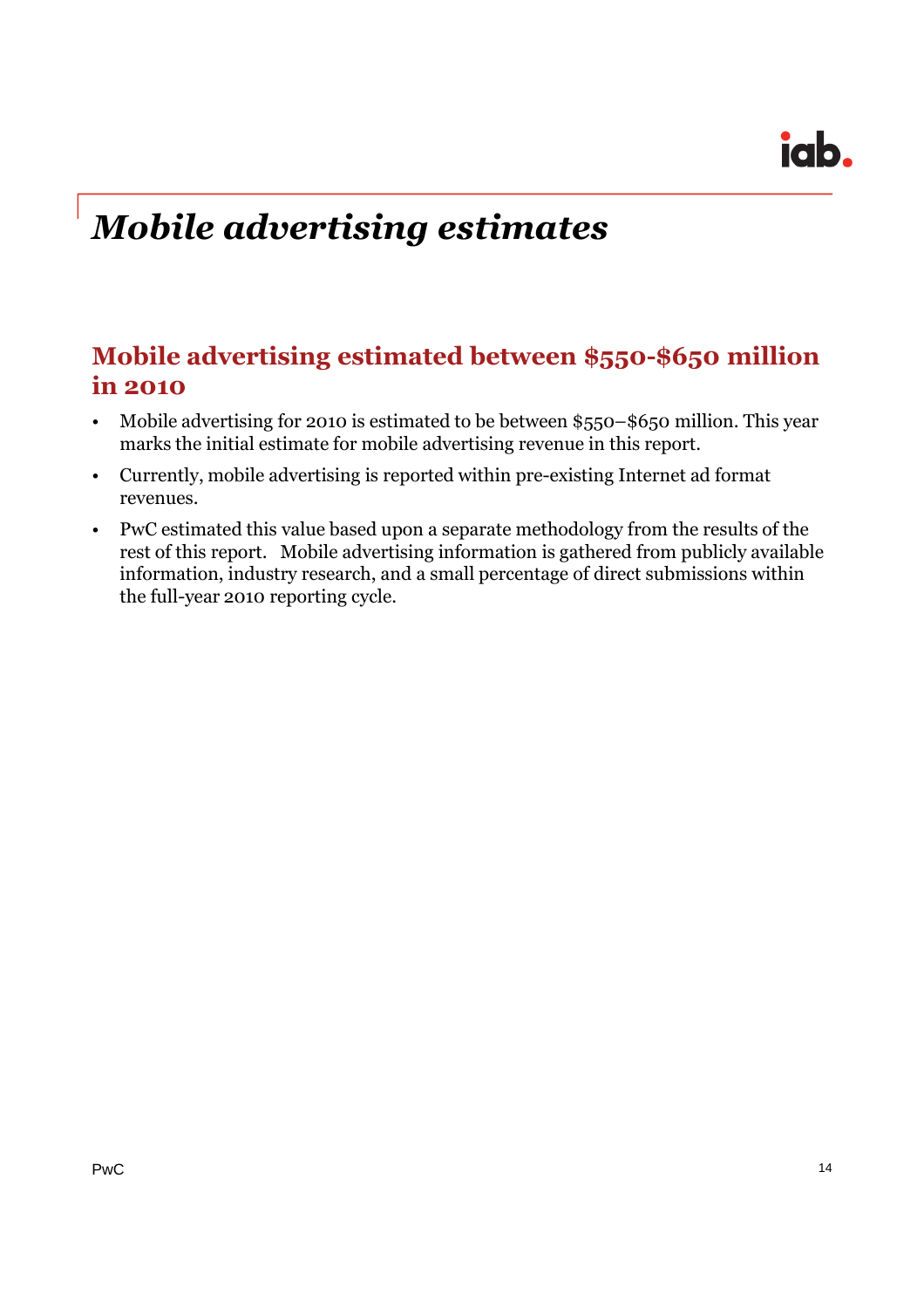# *Mobile advertising estimates*

## Mobile advertising estimated between $550-$650 million in 2010

- Mobile advertising for 2010 is estimated to be between $550–$650 million. This year marks the initial estimate for mobile advertising revenue in this report.
- Currently, mobile advertising is reported within pre-existing Internet ad format revenues.
- PwC estimated this value based upon a separate methodology from the results of the rest of this report. Mobile advertising information is gathered from publicly available information, industry research, and a small percentage of direct submissions within the full-year 2010 reporting cycle.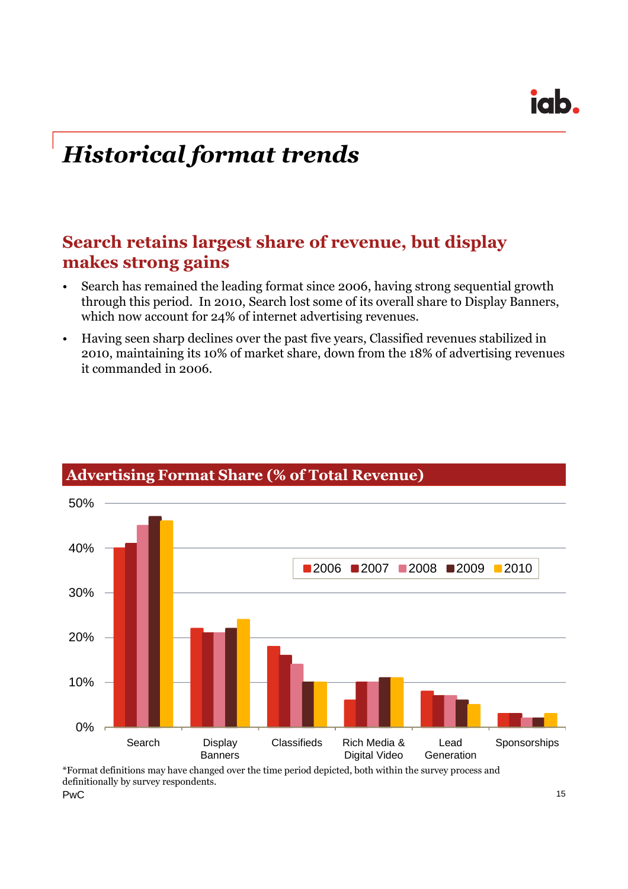# *Historical format trends*

## Search retains largest share of revenue, but display makes strong gains

- Search has remained the leading format since 2006, having strong sequential growth through this period. In 2010, Search lost some of its overall share to Display Banners, which now account for 24% of internet advertising revenues.
- Having seen sharp declines over the past five years, Classified revenues stabilized in 2010, maintaining its 10% of market share, down from the 18% of advertising revenues it commanded in 2006.

### Advertising Format Share (% of Total Revenue)

| Format | 2006 | 2007 | 2008 | 2009 | 2010 |
|---|---|---|---|---|---|
| Search | 40% | 41% | 45% | 47% | 46% |
| Display Banners | 22% | 21% | 21% | 22% | 24% |
| Classifieds | 18% | 16% | 14% | 10% | 10% |
| Rich Media & Digital Video | 6% | 10% | 10% | 11% | 11% |
| Lead Generation | 8% | 7% | 7% | 6% | 5% |
| Sponsorships | 3% | 3% | 2% | 2% | 3% |

*Format definitions may have changed over the time period depicted, both within the survey process and definitionally by survey respondents.

PwC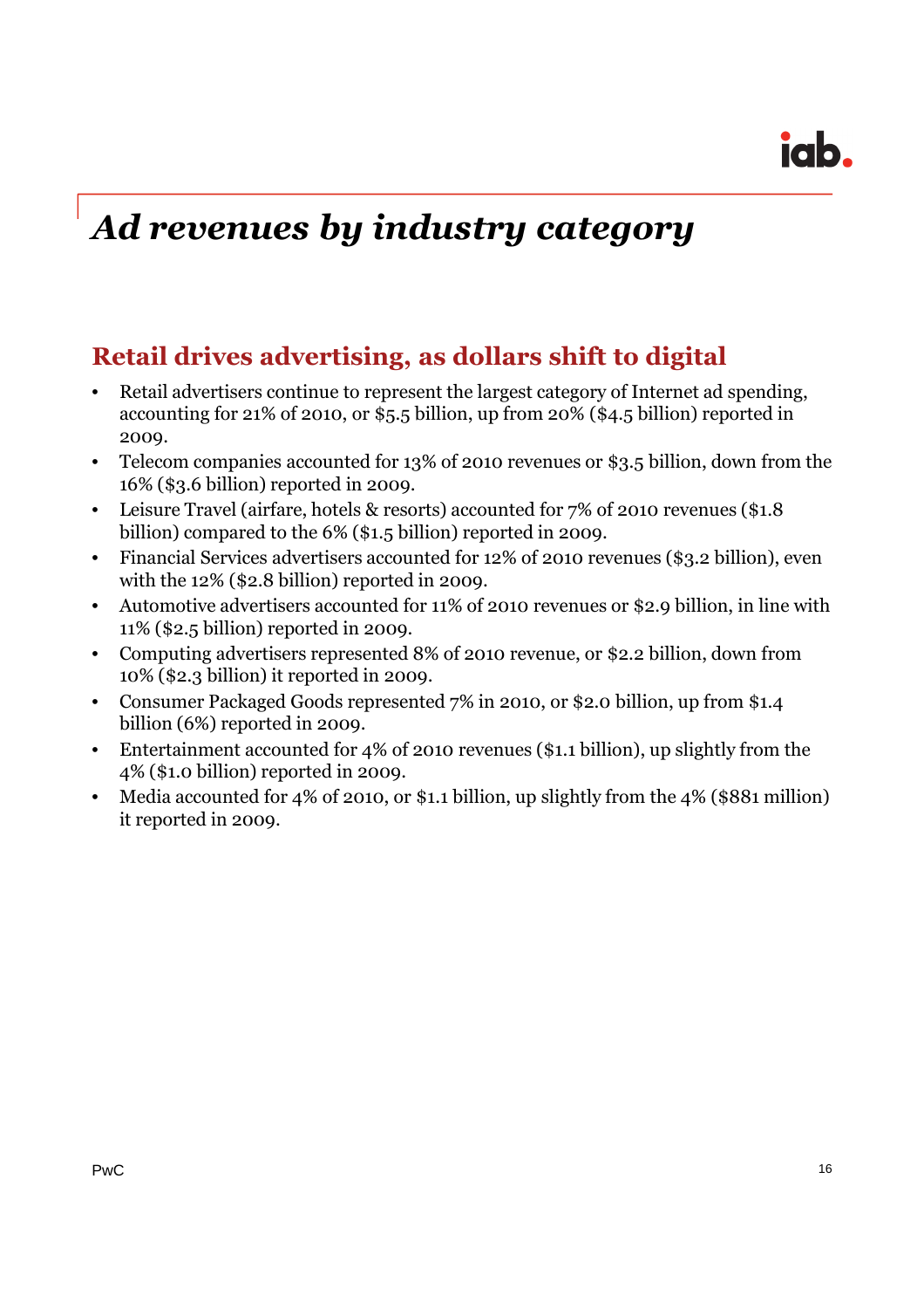# *Ad revenues by industry category*

## Retail drives advertising, as dollars shift to digital

- Retail advertisers continue to represent the largest category of Internet ad spending, accounting for 21% of 2010, or $5.5 billion, up from 20% ($4.5 billion) reported in 2009.
- Telecom companies accounted for 13% of 2010 revenues or $3.5 billion, down from the 16% ($3.6 billion) reported in 2009.
- Leisure Travel (airfare, hotels & resorts) accounted for 7% of 2010 revenues ($1.8 billion) compared to the 6% ($1.5 billion) reported in 2009.
- Financial Services advertisers accounted for 12% of 2010 revenues ($3.2 billion), even with the 12% ($2.8 billion) reported in 2009.
- Automotive advertisers accounted for 11% of 2010 revenues or $2.9 billion, in line with 11% ($2.5 billion) reported in 2009.
- Computing advertisers represented 8% of 2010 revenue, or $2.2 billion, down from 10% ($2.3 billion) it reported in 2009.
- Consumer Packaged Goods represented 7% in 2010, or $2.0 billion, up from $1.4 billion (6%) reported in 2009.
- Entertainment accounted for 4% of 2010 revenues ($1.1 billion), up slightly from the 4% ($1.0 billion) reported in 2009.
- Media accounted for 4% of 2010, or $1.1 billion, up slightly from the 4% ($881 million) it reported in 2009.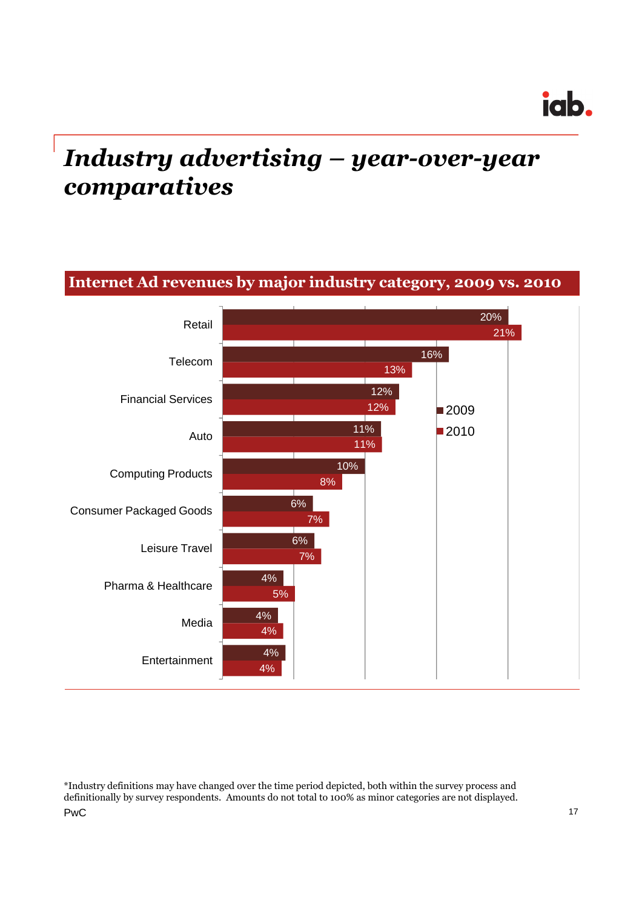# *Industry advertising – year-over-year comparatives*

## Internet Ad revenues by major industry category, 2009 vs. 2010

| Category | 2009 | 2010 |
|---|---|---|
| Retail | 20% | 21% |
| Telecom | 16% | 13% |
| Financial Services | 12% | 12% |
| Auto | 11% | 11% |
| Computing Products | 10% | 8% |
| Consumer Packaged Goods | 6% | 7% |
| Leisure Travel | 6% | 7% |
| Pharma & Healthcare | 4% | 5% |
| Media | 4% | 4% |
| Entertainment | 4% | 4% |

*Industry definitions may have changed over the time period depicted, both within the survey process and definitionally by survey respondents. Amounts do not total to 100% as minor categories are not displayed.

PwC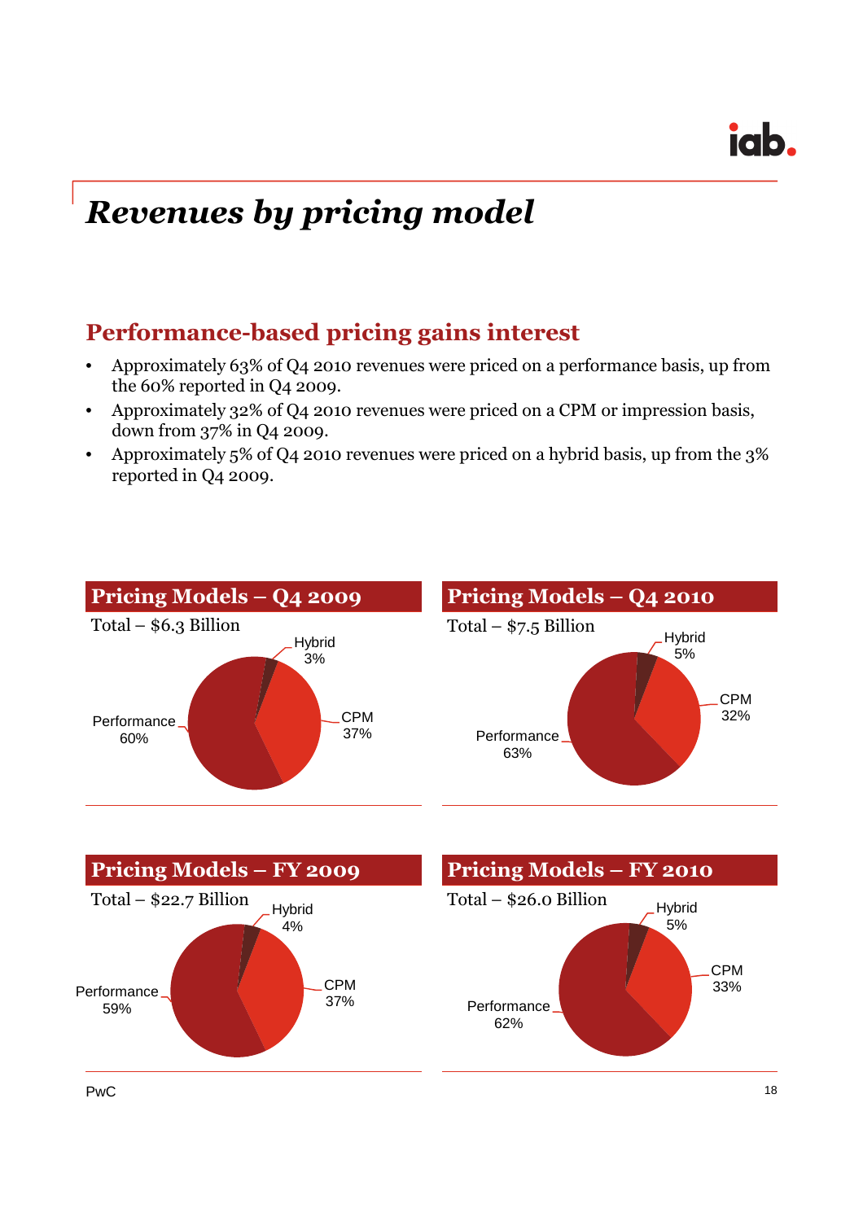# Revenues by pricing model

## Performance-based pricing gains interest

- Approximately 63% of Q4 2010 revenues were priced on a performance basis, up from the 60% reported in Q4 2009.
- Approximately 32% of Q4 2010 revenues were priced on a CPM or impression basis, down from 37% in Q4 2009.
- Approximately 5% of Q4 2010 revenues were priced on a hybrid basis, up from the 3% reported in Q4 2009.

### Pricing Models – Q4 2009

Total – $6.3 Billion

| Pricing model | Share |
|---|---|
| Performance | 60% |
| CPM | 37% |
| Hybrid | 3% |

### Pricing Models – Q4 2010

Total – $7.5 Billion

| Pricing model | Share |
|---|---|
| Performance | 63% |
| CPM | 32% |
| Hybrid | 5% |

### Pricing Models – FY 2009

Total – $22.7 Billion

| Pricing model | Share |
|---|---|
| Performance | 59% |
| CPM | 37% |
| Hybrid | 4% |

### Pricing Models – FY 2010

Total – $26.0 Billion

| Pricing model | Share |
|---|---|
| Performance | 62% |
| CPM | 33% |
| Hybrid | 5% |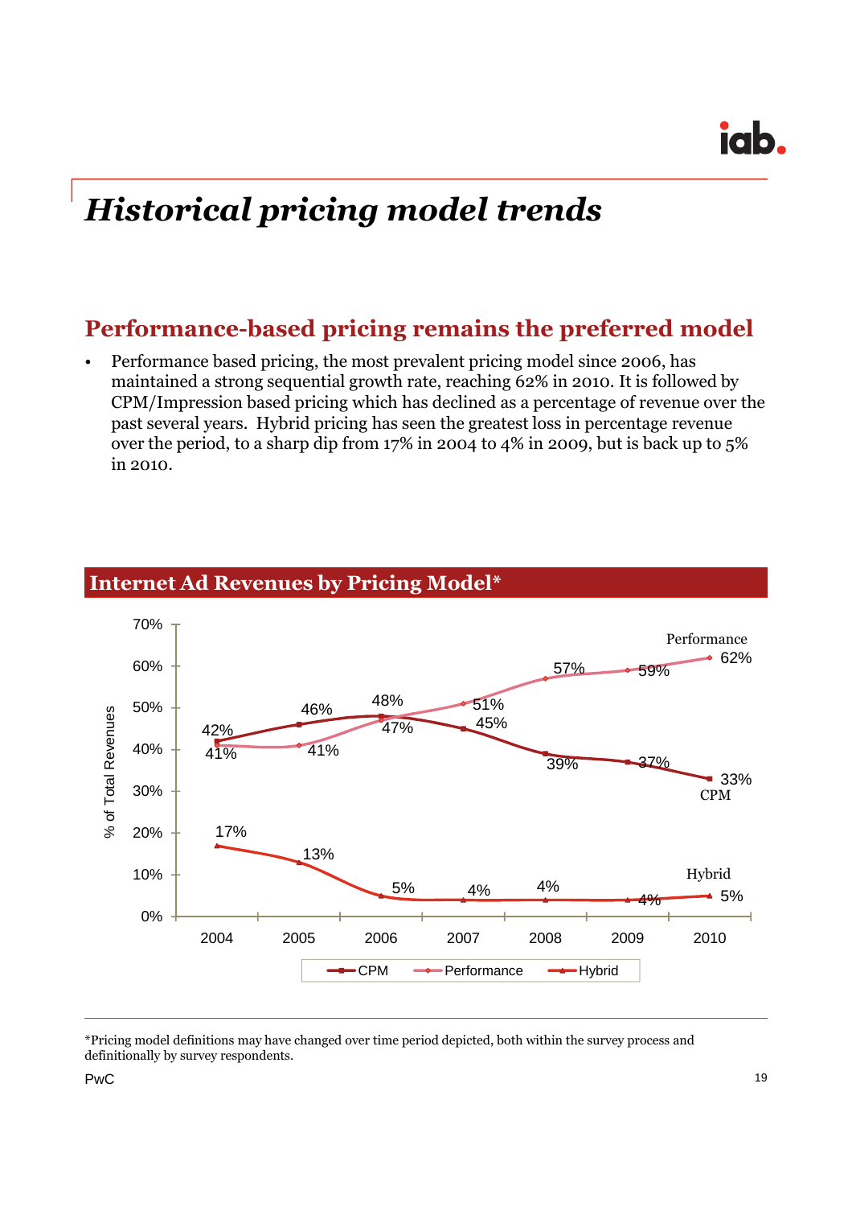# *Historical pricing model trends*

## Performance-based pricing remains the preferred model

- Performance based pricing, the most prevalent pricing model since 2006, has maintained a strong sequential growth rate, reaching 62% in 2010. It is followed by CPM/Impression based pricing which has declined as a percentage of revenue over the past several years. Hybrid pricing has seen the greatest loss in percentage revenue over the period, to a sharp dip from 17% in 2004 to 4% in 2009, but is back up to 5% in 2010.

### Internet Ad Revenues by Pricing Model*

| % of Total Revenues | 2004 | 2005 | 2006 | 2007 | 2008 | 2009 | 2010 |
|---|---|---|---|---|---|---|---|
| CPM | 42% | 46% | 48% | 45% | 39% | 37% | 33% |
| Performance | 41% | 41% | 47% | 51% | 57% | 59% | 62% |
| Hybrid | 17% | 13% | 5% | 4% | 4% | 4% | 5% |

*Pricing model definitions may have changed over time period depicted, both within the survey process and definitionally by survey respondents.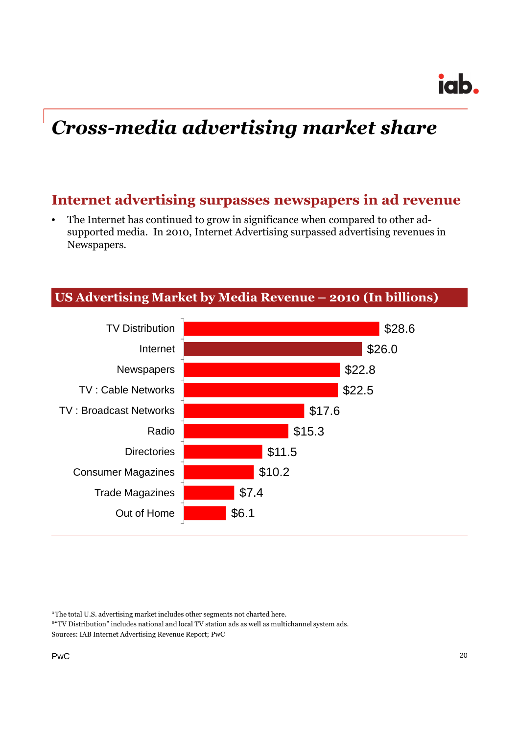# *Cross-media advertising market share*

## Internet advertising surpasses newspapers in ad revenue

- The Internet has continued to grow in significance when compared to other ad-supported media. In 2010, Internet Advertising surpassed advertising revenues in Newspapers.

### US Advertising Market by Media Revenue – 2010 (In billions)

| Media | Revenue |
| --- | --- |
| TV Distribution | $28.6 |
| Internet | $26.0 |
| Newspapers | $22.8 |
| TV : Cable Networks | $22.5 |
| TV : Broadcast Networks | $17.6 |
| Radio | $15.3 |
| Directories | $11.5 |
| Consumer Magazines | $10.2 |
| Trade Magazines | $7.4 |
| Out of Home | $6.1 |

*The total U.S. advertising market includes other segments not charted here.
**"TV Distribution" includes national and local TV station ads as well as multichannel system ads.
Sources: IAB Internet Advertising Revenue Report; PwC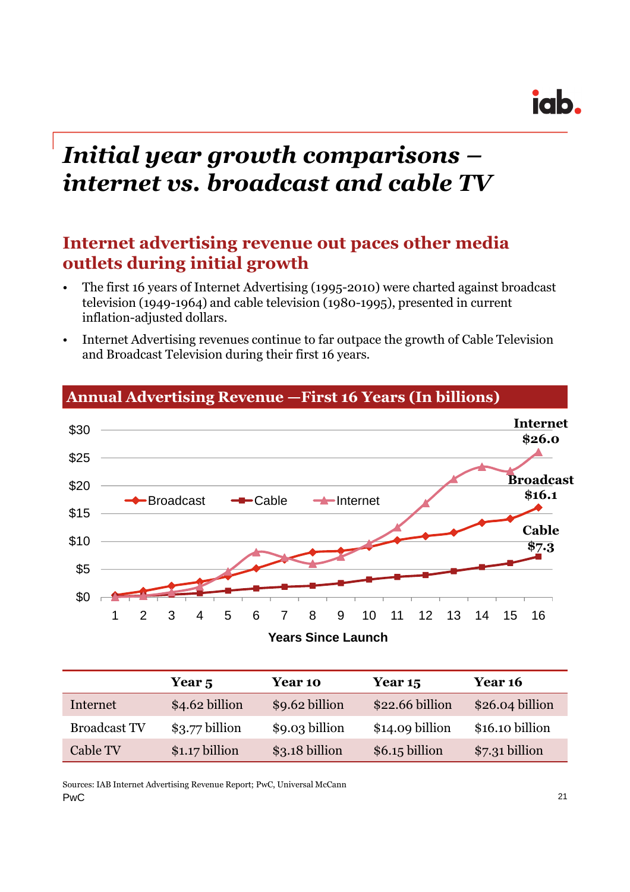# *Initial year growth comparisons – internet vs. broadcast and cable TV*

## Internet advertising revenue out paces other media outlets during initial growth

- The first 16 years of Internet Advertising (1995-2010) were charted against broadcast television (1949-1964) and cable television (1980-1995), presented in current inflation-adjusted dollars.
- Internet Advertising revenues continue to far outpace the growth of Cable Television and Broadcast Television during their first 16 years.

### Annual Advertising Revenue —First 16 Years (In billions)

| | Year 5 | Year 10 | Year 15 | Year 16 |
|---|---|---|---|---|
| Internet | $4.62 billion | $9.62 billion | $22.66 billion | $26.04 billion |
| Broadcast TV | $3.77 billion | $9.03 billion | $14.09 billion | $16.10 billion |
| Cable TV | $1.17 billion | $3.18 billion | $6.15 billion | $7.31 billion |

Sources: IAB Internet Advertising Revenue Report; PwC, Universal McCann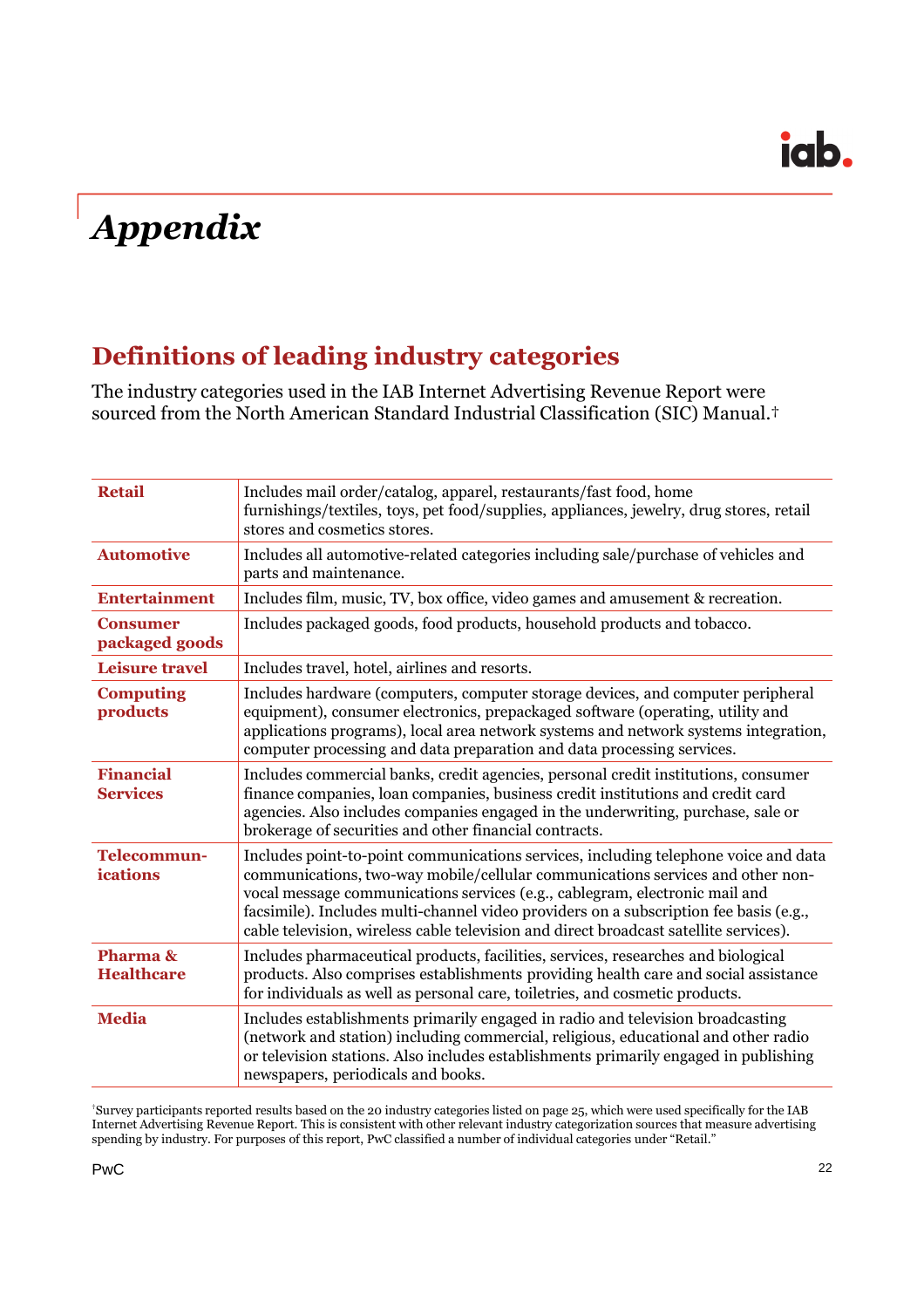# Appendix

## Definitions of leading industry categories

The industry categories used in the IAB Internet Advertising Revenue Report were sourced from the North American Standard Industrial Classification (SIC) Manual.†

| | |
|---|---|
| **Retail** | Includes mail order/catalog, apparel, restaurants/fast food, home furnishings/textiles, toys, pet food/supplies, appliances, jewelry, drug stores, retail stores and cosmetics stores. |
| **Automotive** | Includes all automotive-related categories including sale/purchase of vehicles and parts and maintenance. |
| **Entertainment** | Includes film, music, TV, box office, video games and amusement & recreation. |
| **Consumer packaged goods** | Includes packaged goods, food products, household products and tobacco. |
| **Leisure travel** | Includes travel, hotel, airlines and resorts. |
| **Computing products** | Includes hardware (computers, computer storage devices, and computer peripheral equipment), consumer electronics, prepackaged software (operating, utility and applications programs), local area network systems and network systems integration, computer processing and data preparation and data processing services. |
| **Financial Services** | Includes commercial banks, credit agencies, personal credit institutions, consumer finance companies, loan companies, business credit institutions and credit card agencies. Also includes companies engaged in the underwriting, purchase, sale or brokerage of securities and other financial contracts. |
| **Telecommun-ications** | Includes point-to-point communications services, including telephone voice and data communications, two-way mobile/cellular communications services and other non-vocal message communications services (e.g., cablegram, electronic mail and facsimile). Includes multi-channel video providers on a subscription fee basis (e.g., cable television, wireless cable television and direct broadcast satellite services). |
| **Pharma & Healthcare** | Includes pharmaceutical products, facilities, services, researches and biological products. Also comprises establishments providing health care and social assistance for individuals as well as personal care, toiletries, and cosmetic products. |
| **Media** | Includes establishments primarily engaged in radio and television broadcasting (network and station) including commercial, religious, educational and other radio or television stations. Also includes establishments primarily engaged in publishing newspapers, periodicals and books. |

†Survey participants reported results based on the 20 industry categories listed on page 25, which were used specifically for the IAB Internet Advertising Revenue Report. This is consistent with other relevant industry categorization sources that measure advertising spending by industry. For purposes of this report, PwC classified a number of individual categories under "Retail."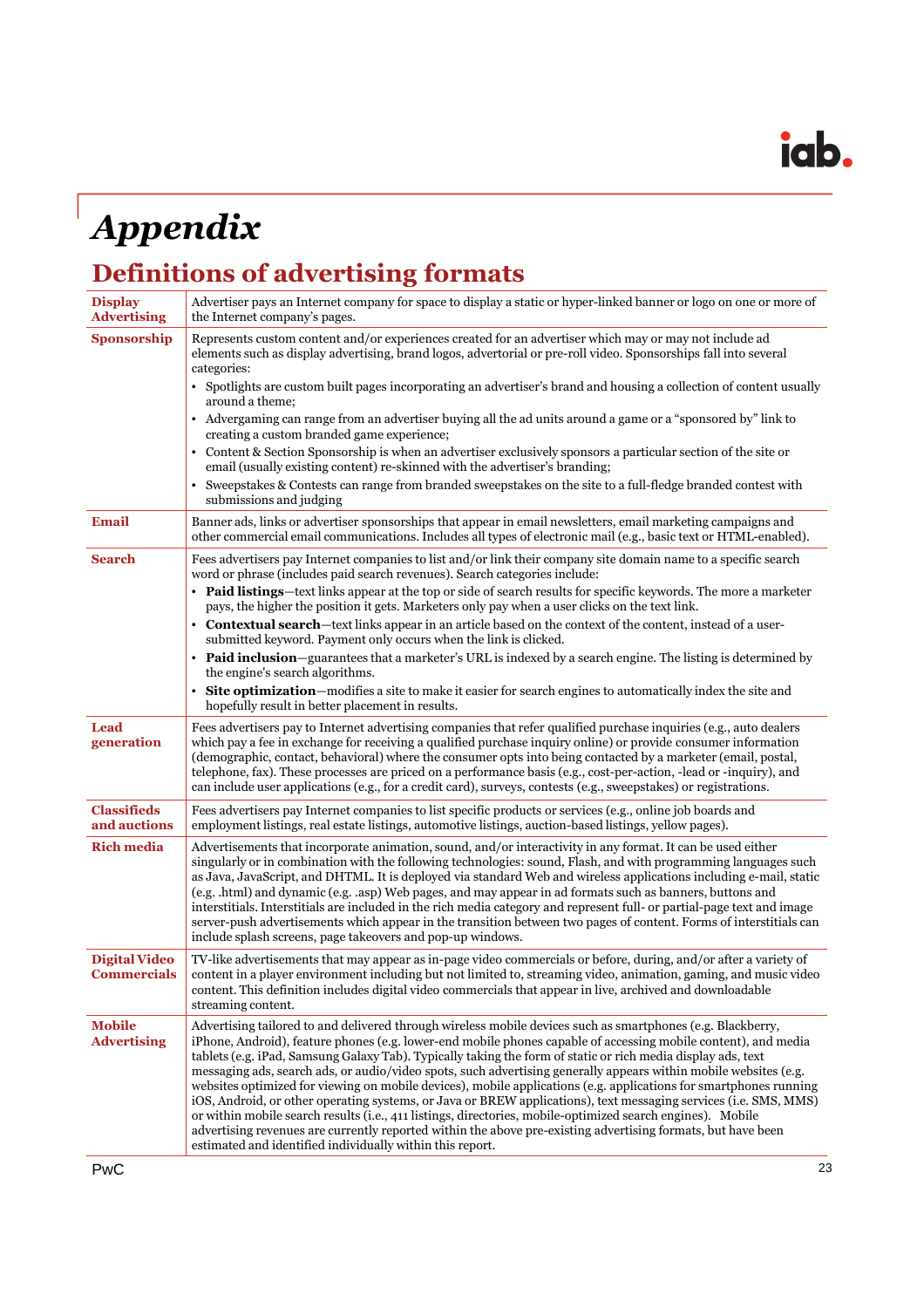# Appendix

## Definitions of advertising formats

| | |
|---|---|
| **Display Advertising** | Advertiser pays an Internet company for space to display a static or hyper-linked banner or logo on one or more of the Internet company's pages. |
| **Sponsorship** | Represents custom content and/or experiences created for an advertiser which may or may not include ad elements such as display advertising, brand logos, advertorial or pre-roll video. Sponsorships fall into several categories:<br>• Spotlights are custom built pages incorporating an advertiser's brand and housing a collection of content usually around a theme;<br>• Advergaming can range from an advertiser buying all the ad units around a game or a "sponsored by" link to creating a custom branded game experience;<br>• Content & Section Sponsorship is when an advertiser exclusively sponsors a particular section of the site or email (usually existing content) re-skinned with the advertiser's branding;<br>• Sweepstakes & Contests can range from branded sweepstakes on the site to a full-fledge branded contest with submissions and judging |
| **Email** | Banner ads, links or advertiser sponsorships that appear in email newsletters, email marketing campaigns and other commercial email communications. Includes all types of electronic mail (e.g., basic text or HTML-enabled). |
| **Search** | Fees advertisers pay Internet companies to list and/or link their company site domain name to a specific search word or phrase (includes paid search revenues). Search categories include:<br>• **Paid listings**—text links appear at the top or side of search results for specific keywords. The more a marketer pays, the higher the position it gets. Marketers only pay when a user clicks on the text link.<br>• **Contextual search**—text links appear in an article based on the context of the content, instead of a user-submitted keyword. Payment only occurs when the link is clicked.<br>• **Paid inclusion**—guarantees that a marketer's URL is indexed by a search engine. The listing is determined by the engine's search algorithms.<br>• **Site optimization**—modifies a site to make it easier for search engines to automatically index the site and hopefully result in better placement in results. |
| **Lead generation** | Fees advertisers pay to Internet advertising companies that refer qualified purchase inquiries (e.g., auto dealers which pay a fee in exchange for receiving a qualified purchase inquiry online) or provide consumer information (demographic, contact, behavioral) where the consumer opts into being contacted by a marketer (email, postal, telephone, fax). These processes are priced on a performance basis (e.g., cost-per-action, -lead or -inquiry), and can include user applications (e.g., for a credit card), surveys, contests (e.g., sweepstakes) or registrations. |
| **Classifieds and auctions** | Fees advertisers pay Internet companies to list specific products or services (e.g., online job boards and employment listings, real estate listings, automotive listings, auction-based listings, yellow pages). |
| **Rich media** | Advertisements that incorporate animation, sound, and/or interactivity in any format. It can be used either singularly or in combination with the following technologies: sound, Flash, and with programming languages such as Java, JavaScript, and DHTML. It is deployed via standard Web and wireless applications including e-mail, static (e.g. .html) and dynamic (e.g. .asp) Web pages, and may appear in ad formats such as banners, buttons and interstitials. Interstitials are included in the rich media category and represent full- or partial-page text and image server-push advertisements which appear in the transition between two pages of content. Forms of interstitials can include splash screens, page takeovers and pop-up windows. |
| **Digital Video Commercials** | TV-like advertisements that may appear as in-page video commercials or before, during, and/or after a variety of content in a player environment including but not limited to, streaming video, animation, gaming, and music video content. This definition includes digital video commercials that appear in live, archived and downloadable streaming content. |
| **Mobile Advertising** | Advertising tailored to and delivered through wireless mobile devices such as smartphones (e.g. Blackberry, iPhone, Android), feature phones (e.g. lower-end mobile phones capable of accessing mobile content), and media tablets (e.g. iPad, Samsung Galaxy Tab). Typically taking the form of static or rich media display ads, text messaging ads, search ads, or audio/video spots, such advertising generally appears within mobile websites (e.g. websites optimized for viewing on mobile devices), mobile applications (e.g. applications for smartphones running iOS, Android, or other operating systems, or Java or BREW applications), text messaging services (i.e. SMS, MMS) or within mobile search results (i.e., 411 listings, directories, mobile-optimized search engines). Mobile advertising revenues are currently reported within the above pre-existing advertising formats, but have been estimated and identified individually within this report. |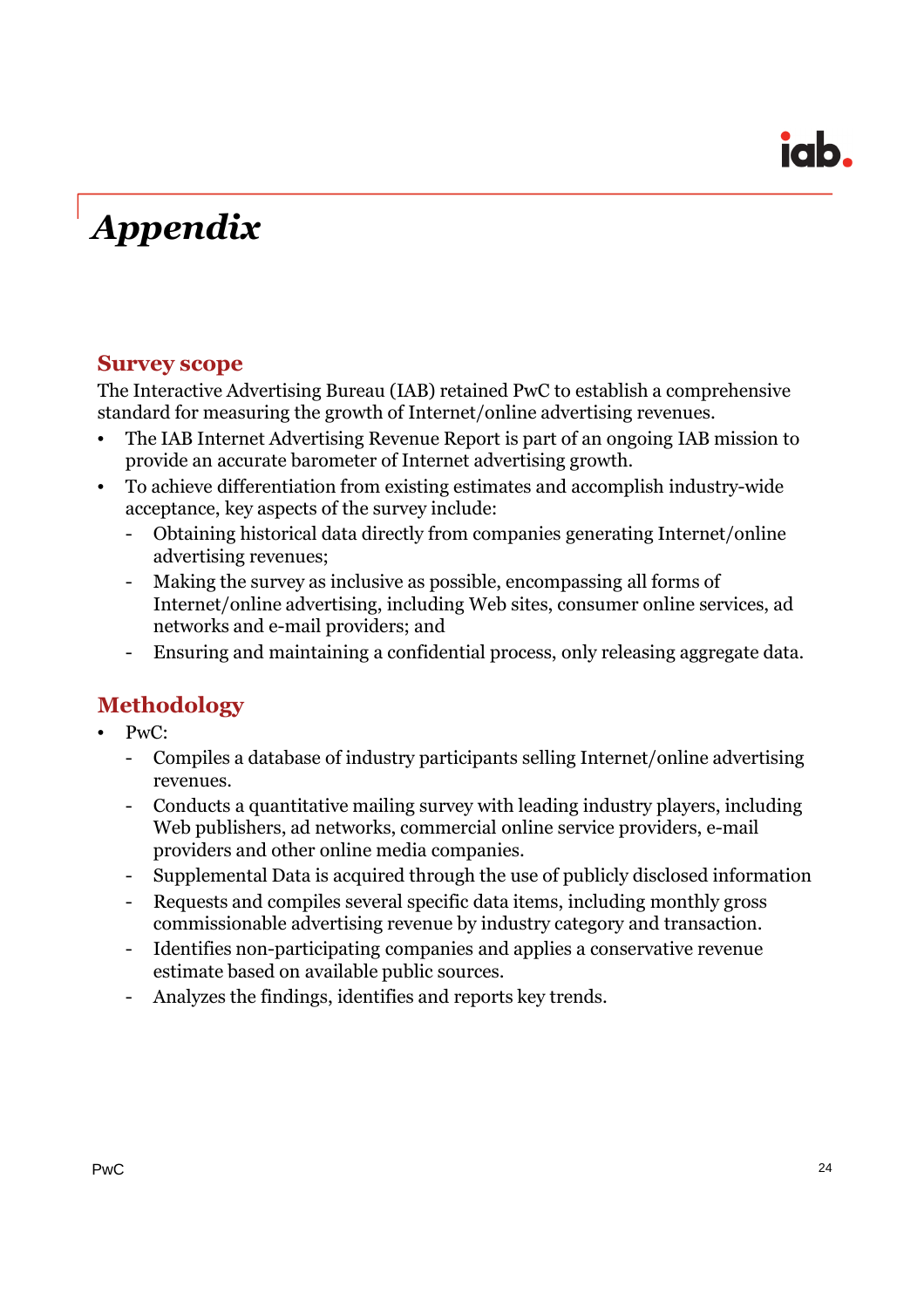# *Appendix*

## Survey scope

The Interactive Advertising Bureau (IAB) retained PwC to establish a comprehensive standard for measuring the growth of Internet/online advertising revenues.

- The IAB Internet Advertising Revenue Report is part of an ongoing IAB mission to provide an accurate barometer of Internet advertising growth.
- To achieve differentiation from existing estimates and accomplish industry-wide acceptance, key aspects of the survey include:
  - Obtaining historical data directly from companies generating Internet/online advertising revenues;
  - Making the survey as inclusive as possible, encompassing all forms of Internet/online advertising, including Web sites, consumer online services, ad networks and e-mail providers; and
  - Ensuring and maintaining a confidential process, only releasing aggregate data.

## Methodology

- PwC:
  - Compiles a database of industry participants selling Internet/online advertising revenues.
  - Conducts a quantitative mailing survey with leading industry players, including Web publishers, ad networks, commercial online service providers, e-mail providers and other online media companies.
  - Supplemental Data is acquired through the use of publicly disclosed information
  - Requests and compiles several specific data items, including monthly gross commissionable advertising revenue by industry category and transaction.
  - Identifies non-participating companies and applies a conservative revenue estimate based on available public sources.
  - Analyzes the findings, identifies and reports key trends.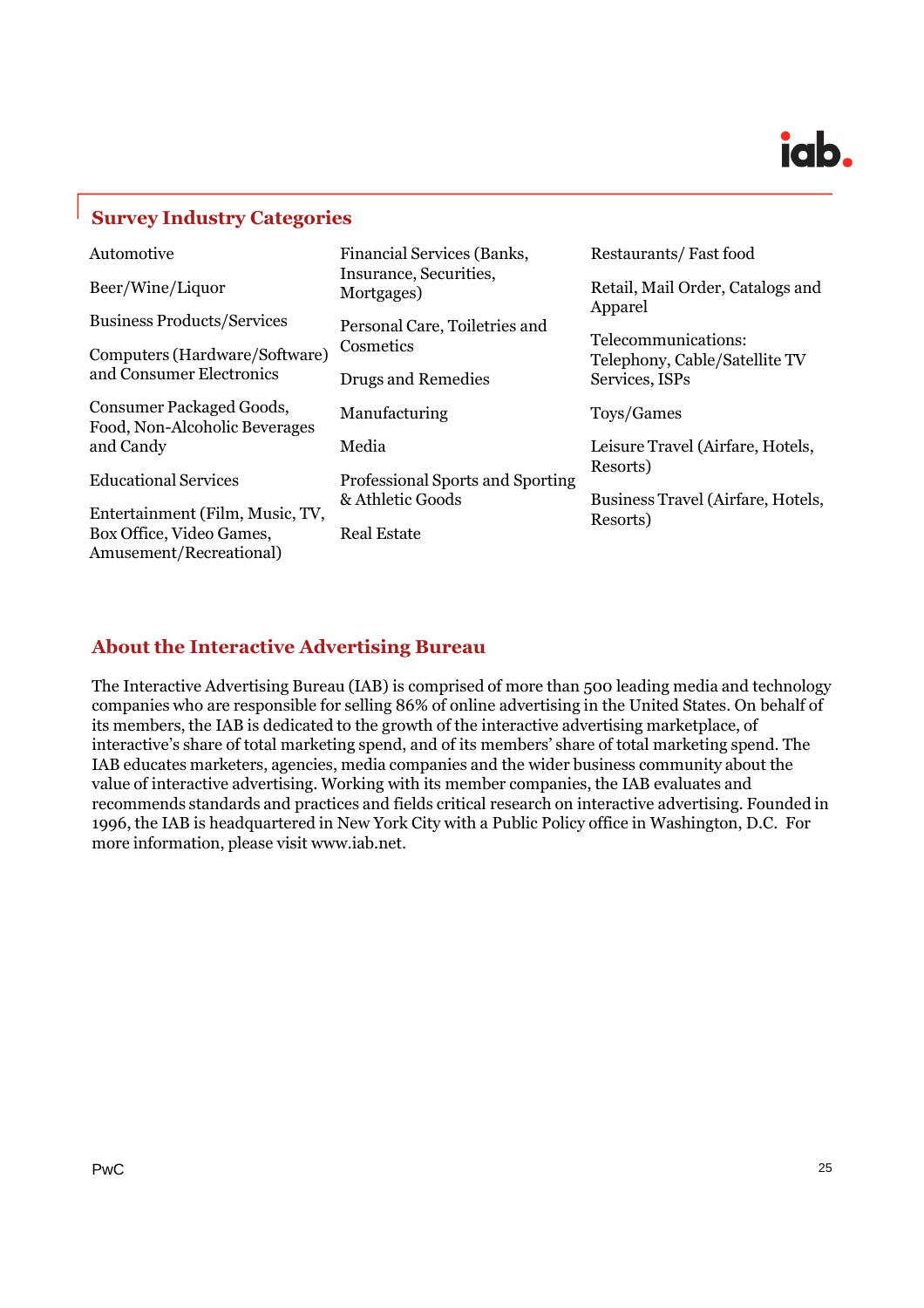## Survey Industry Categories

- Automotive
- Beer/Wine/Liquor
- Business Products/Services
- Computers (Hardware/Software) and Consumer Electronics
- Consumer Packaged Goods, Food, Non-Alcoholic Beverages and Candy
- Educational Services
- Entertainment (Film, Music, TV, Box Office, Video Games, Amusement/Recreational)
- Financial Services (Banks, Insurance, Securities, Mortgages)
- Personal Care, Toiletries and Cosmetics
- Drugs and Remedies
- Manufacturing
- Media
- Professional Sports and Sporting & Athletic Goods
- Real Estate
- Restaurants/ Fast food
- Retail, Mail Order, Catalogs and Apparel
- Telecommunications: Telephony, Cable/Satellite TV Services, ISPs
- Toys/Games
- Leisure Travel (Airfare, Hotels, Resorts)
- Business Travel (Airfare, Hotels, Resorts)

## About the Interactive Advertising Bureau

The Interactive Advertising Bureau (IAB) is comprised of more than 500 leading media and technology companies who are responsible for selling 86% of online advertising in the United States. On behalf of its members, the IAB is dedicated to the growth of the interactive advertising marketplace, of interactive's share of total marketing spend, and of its members' share of total marketing spend. The IAB educates marketers, agencies, media companies and the wider business community about the value of interactive advertising. Working with its member companies, the IAB evaluates and recommends standards and practices and fields critical research on interactive advertising. Founded in 1996, the IAB is headquartered in New York City with a Public Policy office in Washington, D.C. For more information, please visit www.iab.net.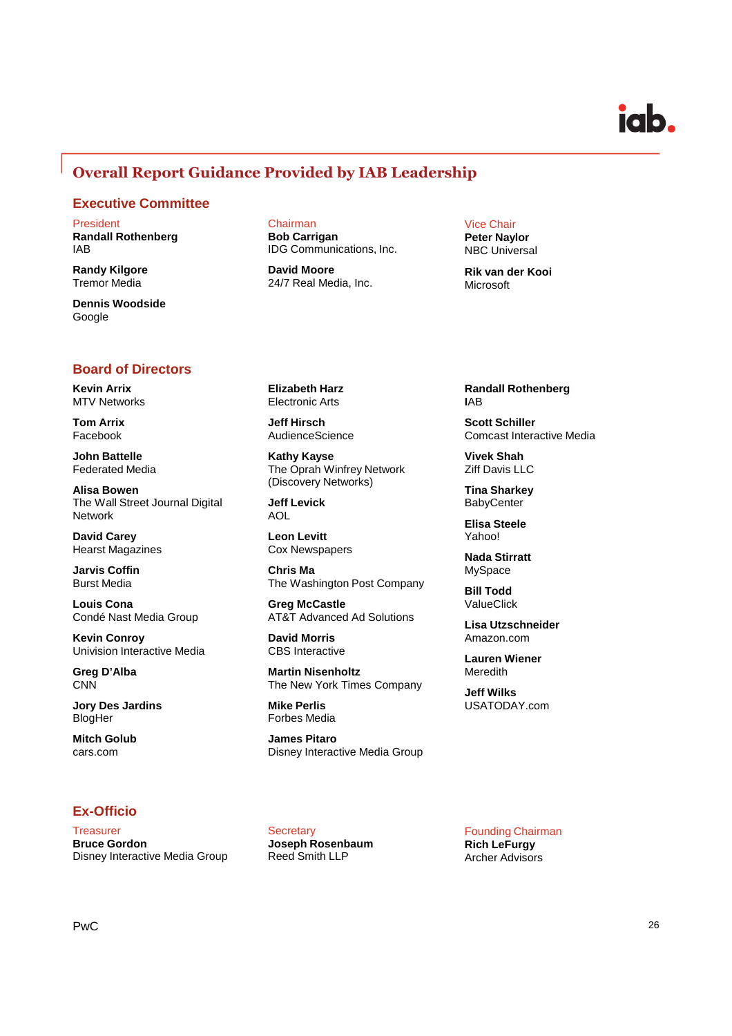## Overall Report Guidance Provided by IAB Leadership

### Executive Committee

President
**Randall Rothenberg**
IAB

**Randy Kilgore**
Tremor Media

**Dennis Woodside**
Google

Chairman
**Bob Carrigan**
IDG Communications, Inc.

**David Moore**
24/7 Real Media, Inc.

Vice Chair
**Peter Naylor**
NBC Universal

**Rik van der Kooi**
Microsoft

### Board of Directors

**Kevin Arrix**
MTV Networks

**Tom Arrix**
Facebook

**John Battelle**
Federated Media

**Alisa Bowen**
The Wall Street Journal Digital Network

**David Carey**
Hearst Magazines

**Jarvis Coffin**
Burst Media

**Louis Cona**
Condé Nast Media Group

**Kevin Conroy**
Univision Interactive Media

**Greg D'Alba**
CNN

**Jory Des Jardins**
BlogHer

**Mitch Golub**
cars.com

**Elizabeth Harz**
Electronic Arts

**Jeff Hirsch**
AudienceScience

**Kathy Kayse**
The Oprah Winfrey Network (Discovery Networks)

**Jeff Levick**
AOL

**Leon Levitt**
Cox Newspapers

**Chris Ma**
The Washington Post Company

**Greg McCastle**
AT&T Advanced Ad Solutions

**David Morris**
CBS Interactive

**Martin Nisenholtz**
The New York Times Company

**Mike Perlis**
Forbes Media

**James Pitaro**
Disney Interactive Media Group

**Randall Rothenberg**
IAB

**Scott Schiller**
Comcast Interactive Media

**Vivek Shah**
Ziff Davis LLC

**Tina Sharkey**
BabyCenter

**Elisa Steele**
Yahoo!

**Nada Stirratt**
MySpace

**Bill Todd**
ValueClick

**Lisa Utzschneider**
Amazon.com

**Lauren Wiener**
Meredith

**Jeff Wilks**
USATODAY.com

### Ex-Officio

Treasurer
**Bruce Gordon**
Disney Interactive Media Group

Secretary
**Joseph Rosenbaum**
Reed Smith LLP

Founding Chairman
**Rich LeFurgy**
Archer Advisors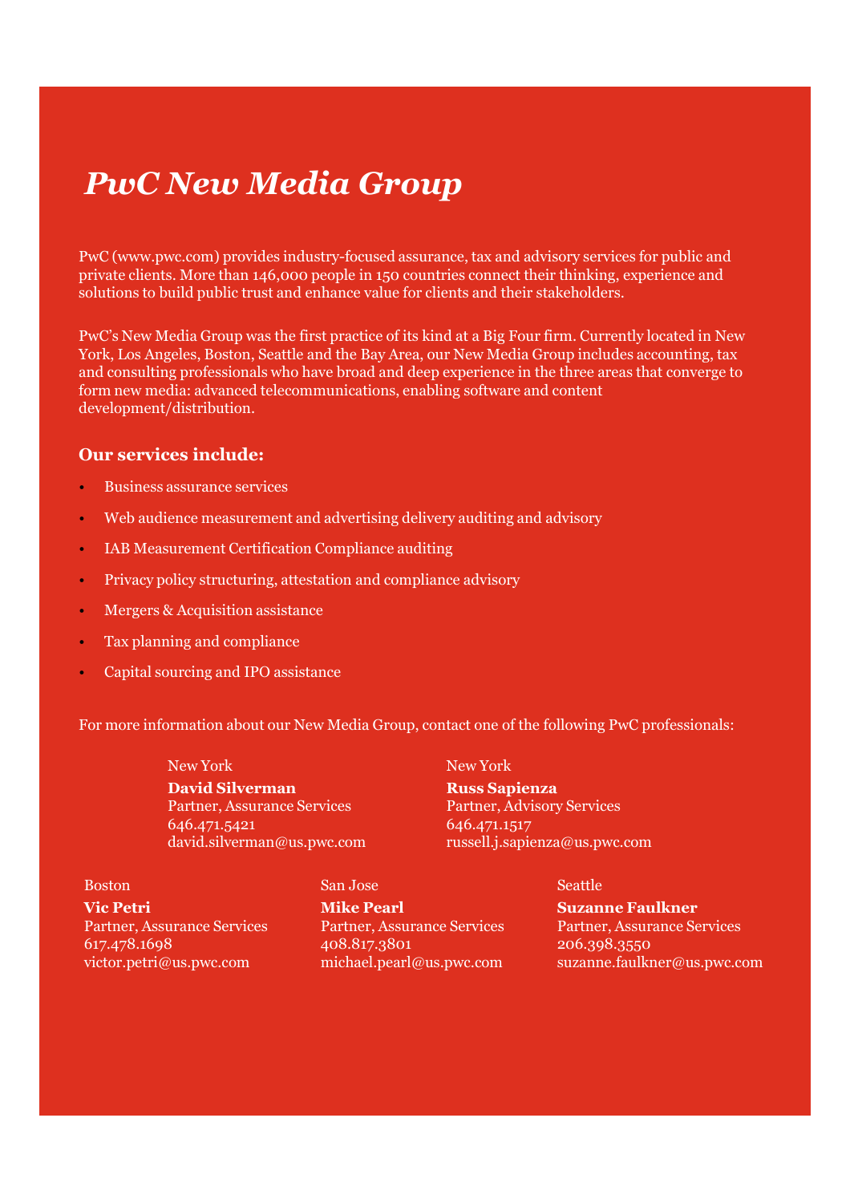# *PwC New Media Group*

PwC (www.pwc.com) provides industry-focused assurance, tax and advisory services for public and private clients. More than 146,000 people in 150 countries connect their thinking, experience and solutions to build public trust and enhance value for clients and their stakeholders.

PwC's New Media Group was the first practice of its kind at a Big Four firm. Currently located in New York, Los Angeles, Boston, Seattle and the Bay Area, our New Media Group includes accounting, tax and consulting professionals who have broad and deep experience in the three areas that converge to form new media: advanced telecommunications, enabling software and content development/distribution.

### Our services include:

- Business assurance services
- Web audience measurement and advertising delivery auditing and advisory
- IAB Measurement Certification Compliance auditing
- Privacy policy structuring, attestation and compliance advisory
- Mergers & Acquisition assistance
- Tax planning and compliance
- Capital sourcing and IPO assistance

For more information about our New Media Group, contact one of the following PwC professionals:

New York
**David Silverman**
Partner, Assurance Services
646.471.5421
david.silverman@us.pwc.com

New York
**Russ Sapienza**
Partner, Advisory Services
646.471.1517
russell.j.sapienza@us.pwc.com

Boston
**Vic Petri**
Partner, Assurance Services
617.478.1698
victor.petri@us.pwc.com

San Jose
**Mike Pearl**
Partner, Assurance Services
408.817.3801
michael.pearl@us.pwc.com

Seattle
**Suzanne Faulkner**
Partner, Assurance Services
206.398.3550
suzanne.faulkner@us.pwc.com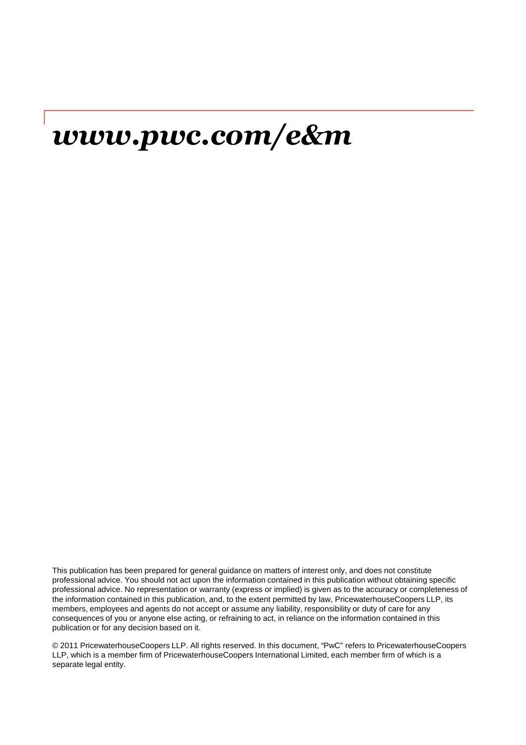***www.pwc.com/e&m***

This publication has been prepared for general guidance on matters of interest only, and does not constitute professional advice. You should not act upon the information contained in this publication without obtaining specific professional advice. No representation or warranty (express or implied) is given as to the accuracy or completeness of the information contained in this publication, and, to the extent permitted by law, PricewaterhouseCoopers LLP, its members, employees and agents do not accept or assume any liability, responsibility or duty of care for any consequences of you or anyone else acting, or refraining to act, in reliance on the information contained in this publication or for any decision based on it.

© 2011 PricewaterhouseCoopers LLP. All rights reserved. In this document, "PwC" refers to PricewaterhouseCoopers LLP, which is a member firm of PricewaterhouseCoopers International Limited, each member firm of which is a separate legal entity.